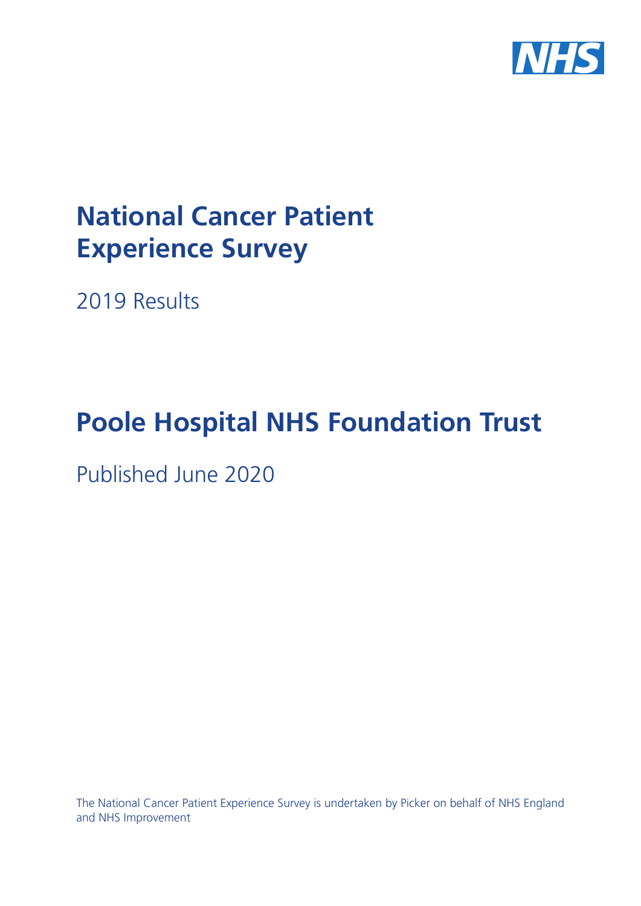NHS

# National Cancer Patient Experience Survey

2019 Results

# Poole Hospital NHS Foundation Trust

Published June 2020

The National Cancer Patient Experience Survey is undertaken by Picker on behalf of NHS England and NHS Improvement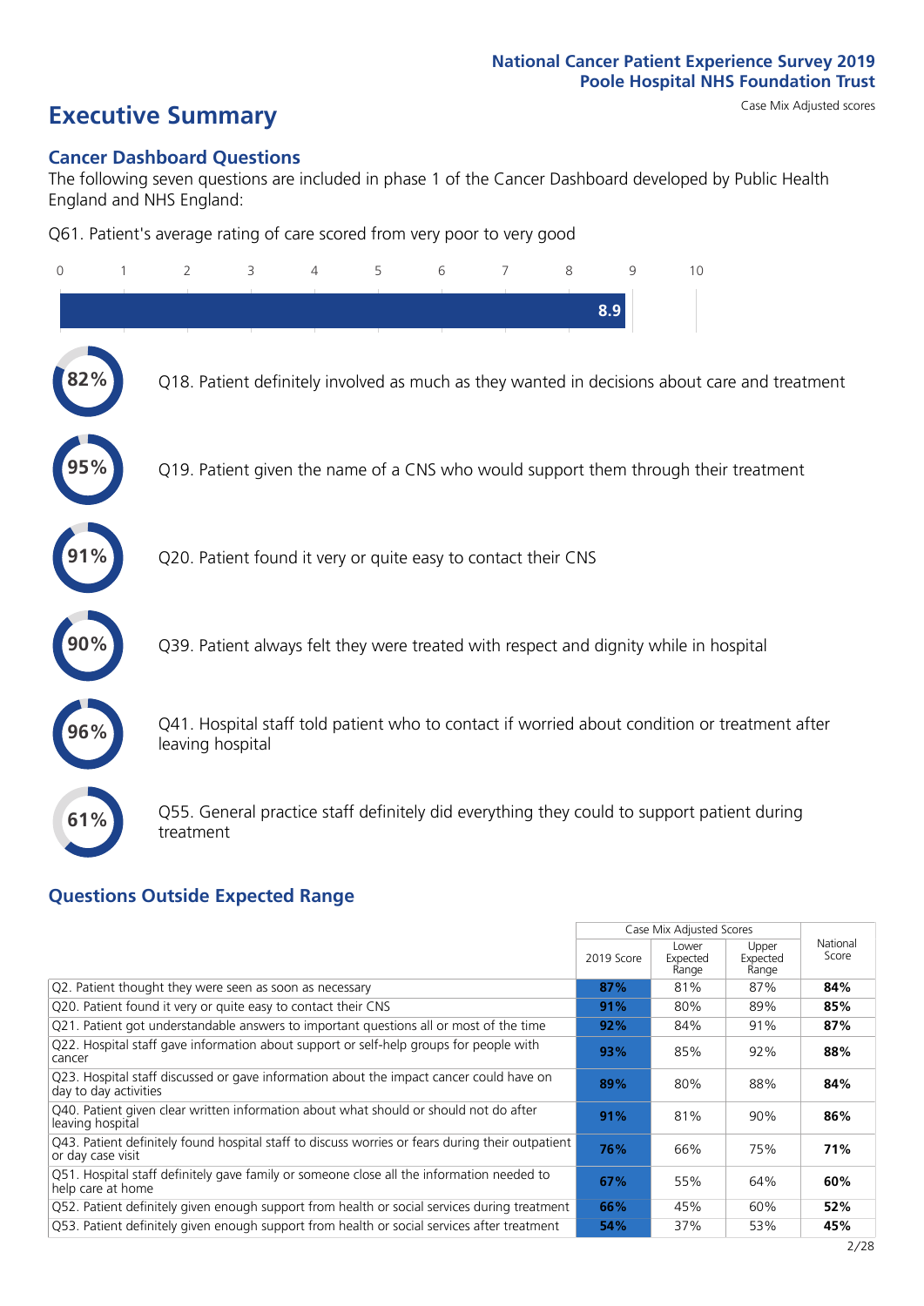National Cancer Patient Experience Survey 2019
Poole Hospital NHS Foundation Trust

# Executive Summary

Case Mix Adjusted scores

## Cancer Dashboard Questions

The following seven questions are included in phase 1 of the Cancer Dashboard developed by Public Health England and NHS England:

Q61. Patient's average rating of care scored from very poor to very good

8.9

- 82% Q18. Patient definitely involved as much as they wanted in decisions about care and treatment
- 95% Q19. Patient given the name of a CNS who would support them through their treatment
- 91% Q20. Patient found it very or quite easy to contact their CNS
- 90% Q39. Patient always felt they were treated with respect and dignity while in hospital
- 96% Q41. Hospital staff told patient who to contact if worried about condition or treatment after leaving hospital
- 61% Q55. General practice staff definitely did everything they could to support patient during treatment

## Questions Outside Expected Range

| | Case Mix Adjusted Scores | | | National Score |
|---|---|---|---|---|
| | 2019 Score | Lower Expected Range | Upper Expected Range | |
| Q2. Patient thought they were seen as soon as necessary | **87%** | 81% | 87% | **84%** |
| Q20. Patient found it very or quite easy to contact their CNS | **91%** | 80% | 89% | **85%** |
| Q21. Patient got understandable answers to important questions all or most of the time | **92%** | 84% | 91% | **87%** |
| Q22. Hospital staff gave information about support or self-help groups for people with cancer | **93%** | 85% | 92% | **88%** |
| Q23. Hospital staff discussed or gave information about the impact cancer could have on day to day activities | **89%** | 80% | 88% | **84%** |
| Q40. Patient given clear written information about what should or should not do after leaving hospital | **91%** | 81% | 90% | **86%** |
| Q43. Patient definitely found hospital staff to discuss worries or fears during their outpatient or day case visit | **76%** | 66% | 75% | **71%** |
| Q51. Hospital staff definitely gave family or someone close all the information needed to help care at home | **67%** | 55% | 64% | **60%** |
| Q52. Patient definitely given enough support from health or social services during treatment | **66%** | 45% | 60% | **52%** |
| Q53. Patient definitely given enough support from health or social services after treatment | **54%** | 37% | 53% | **45%** |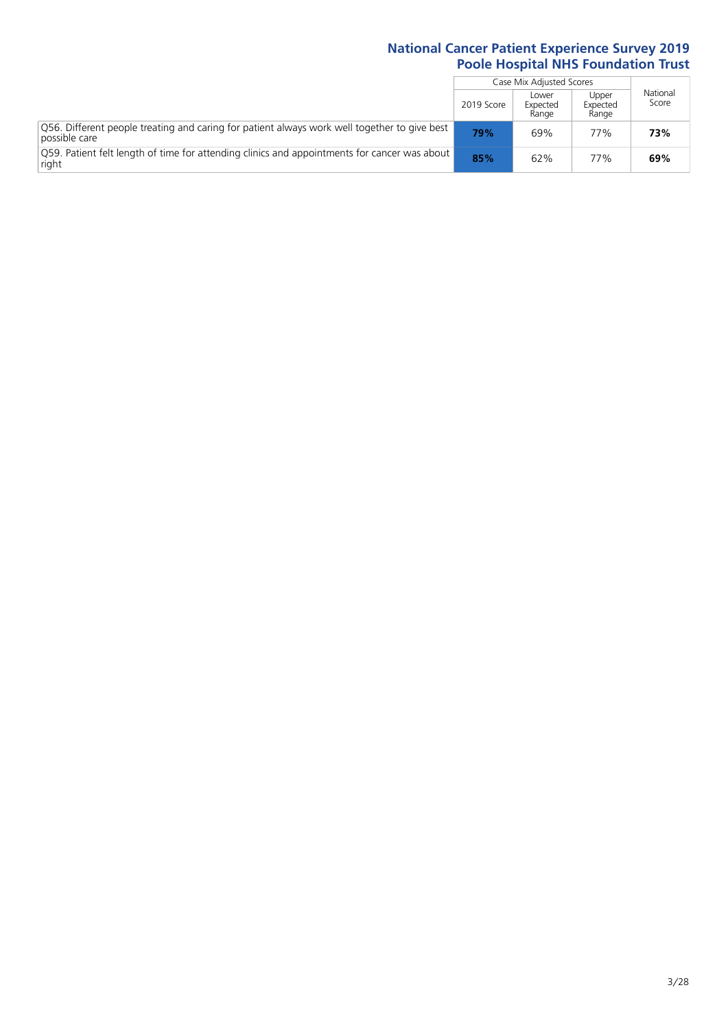| | Case Mix Adjusted Scores | | | National Score |
|---|---|---|---|---|
| | 2019 Score | Lower Expected Range | Upper Expected Range | |
| Q56. Different people treating and caring for patient always work well together to give best possible care | **79%** | 69% | 77% | **73%** |
| Q59. Patient felt length of time for attending clinics and appointments for cancer was about right | **85%** | 62% | 77% | **69%** |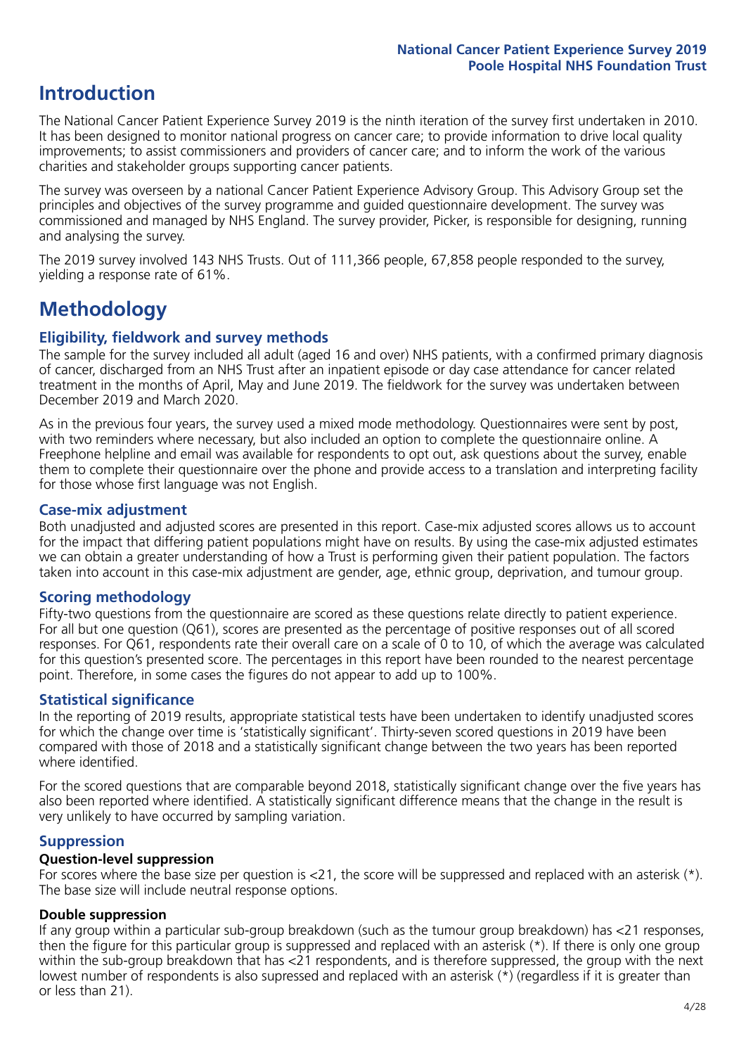# Introduction

The National Cancer Patient Experience Survey 2019 is the ninth iteration of the survey first undertaken in 2010. It has been designed to monitor national progress on cancer care; to provide information to drive local quality improvements; to assist commissioners and providers of cancer care; and to inform the work of the various charities and stakeholder groups supporting cancer patients.

The survey was overseen by a national Cancer Patient Experience Advisory Group. This Advisory Group set the principles and objectives of the survey programme and guided questionnaire development. The survey was commissioned and managed by NHS England. The survey provider, Picker, is responsible for designing, running and analysing the survey.

The 2019 survey involved 143 NHS Trusts. Out of 111,366 people, 67,858 people responded to the survey, yielding a response rate of 61%.

# Methodology

## Eligibility, fieldwork and survey methods

The sample for the survey included all adult (aged 16 and over) NHS patients, with a confirmed primary diagnosis of cancer, discharged from an NHS Trust after an inpatient episode or day case attendance for cancer related treatment in the months of April, May and June 2019. The fieldwork for the survey was undertaken between December 2019 and March 2020.

As in the previous four years, the survey used a mixed mode methodology. Questionnaires were sent by post, with two reminders where necessary, but also included an option to complete the questionnaire online. A Freephone helpline and email was available for respondents to opt out, ask questions about the survey, enable them to complete their questionnaire over the phone and provide access to a translation and interpreting facility for those whose first language was not English.

## Case-mix adjustment

Both unadjusted and adjusted scores are presented in this report. Case-mix adjusted scores allows us to account for the impact that differing patient populations might have on results. By using the case-mix adjusted estimates we can obtain a greater understanding of how a Trust is performing given their patient population. The factors taken into account in this case-mix adjustment are gender, age, ethnic group, deprivation, and tumour group.

## Scoring methodology

Fifty-two questions from the questionnaire are scored as these questions relate directly to patient experience. For all but one question (Q61), scores are presented as the percentage of positive responses out of all scored responses. For Q61, respondents rate their overall care on a scale of 0 to 10, of which the average was calculated for this question's presented score. The percentages in this report have been rounded to the nearest percentage point. Therefore, in some cases the figures do not appear to add up to 100%.

## Statistical significance

In the reporting of 2019 results, appropriate statistical tests have been undertaken to identify unadjusted scores for which the change over time is 'statistically significant'. Thirty-seven scored questions in 2019 have been compared with those of 2018 and a statistically significant change between the two years has been reported where identified.

For the scored questions that are comparable beyond 2018, statistically significant change over the five years has also been reported where identified. A statistically significant difference means that the change in the result is very unlikely to have occurred by sampling variation.

## Suppression

### Question-level suppression

For scores where the base size per question is <21, the score will be suppressed and replaced with an asterisk (*). The base size will include neutral response options.

### Double suppression

If any group within a particular sub-group breakdown (such as the tumour group breakdown) has <21 responses, then the figure for this particular group is suppressed and replaced with an asterisk (*). If there is only one group within the sub-group breakdown that has <21 respondents, and is therefore suppressed, the group with the next lowest number of respondents is also supressed and replaced with an asterisk (*) (regardless if it is greater than or less than 21).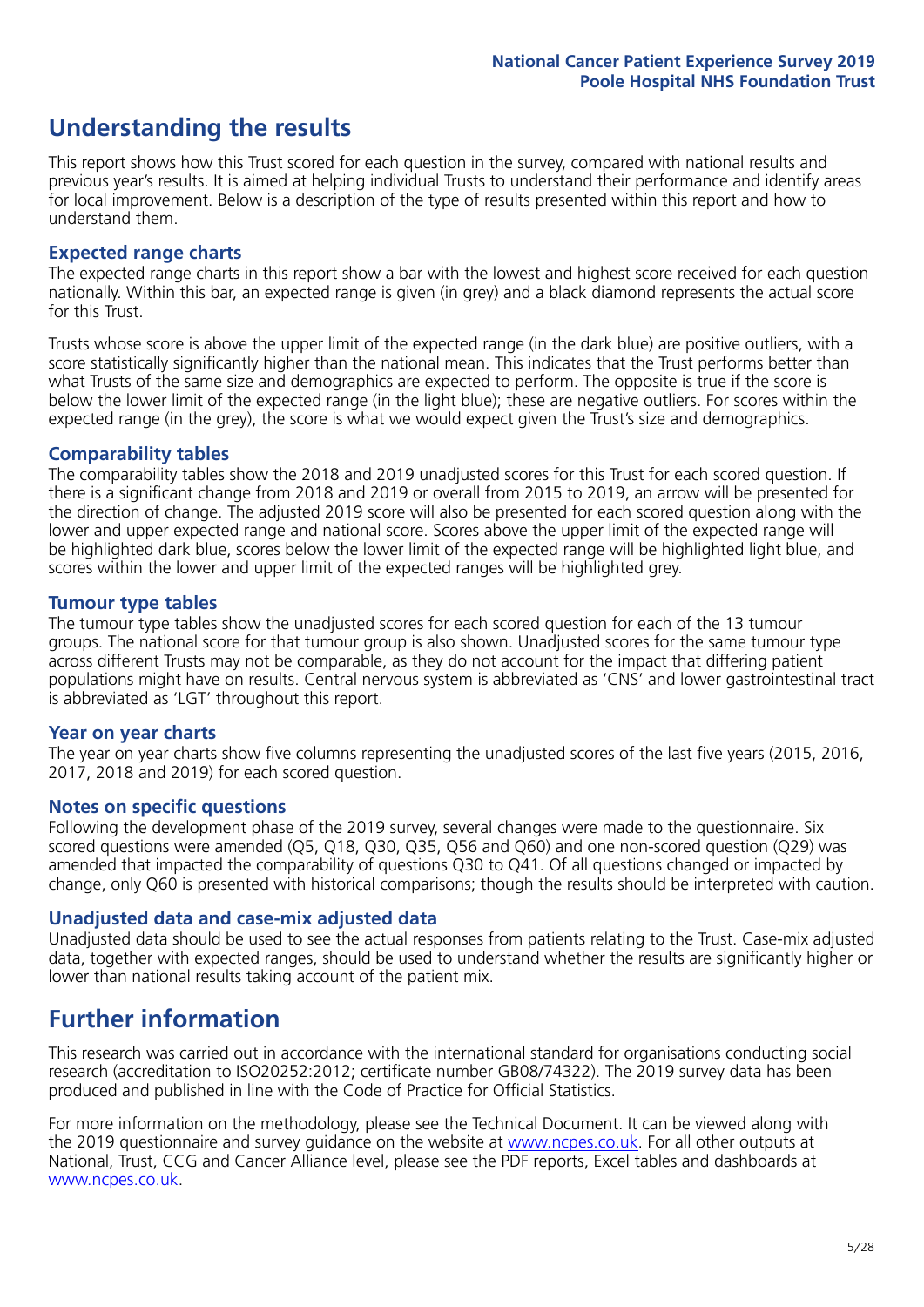# Understanding the results

This report shows how this Trust scored for each question in the survey, compared with national results and previous year's results. It is aimed at helping individual Trusts to understand their performance and identify areas for local improvement. Below is a description of the type of results presented within this report and how to understand them.

## Expected range charts

The expected range charts in this report show a bar with the lowest and highest score received for each question nationally. Within this bar, an expected range is given (in grey) and a black diamond represents the actual score for this Trust.

Trusts whose score is above the upper limit of the expected range (in the dark blue) are positive outliers, with a score statistically significantly higher than the national mean. This indicates that the Trust performs better than what Trusts of the same size and demographics are expected to perform. The opposite is true if the score is below the lower limit of the expected range (in the light blue); these are negative outliers. For scores within the expected range (in the grey), the score is what we would expect given the Trust's size and demographics.

## Comparability tables

The comparability tables show the 2018 and 2019 unadjusted scores for this Trust for each scored question. If there is a significant change from 2018 and 2019 or overall from 2015 to 2019, an arrow will be presented for the direction of change. The adjusted 2019 score will also be presented for each scored question along with the lower and upper expected range and national score. Scores above the upper limit of the expected range will be highlighted dark blue, scores below the lower limit of the expected range will be highlighted light blue, and scores within the lower and upper limit of the expected ranges will be highlighted grey.

## Tumour type tables

The tumour type tables show the unadjusted scores for each scored question for each of the 13 tumour groups. The national score for that tumour group is also shown. Unadjusted scores for the same tumour type across different Trusts may not be comparable, as they do not account for the impact that differing patient populations might have on results. Central nervous system is abbreviated as 'CNS' and lower gastrointestinal tract is abbreviated as 'LGT' throughout this report.

## Year on year charts

The year on year charts show five columns representing the unadjusted scores of the last five years (2015, 2016, 2017, 2018 and 2019) for each scored question.

## Notes on specific questions

Following the development phase of the 2019 survey, several changes were made to the questionnaire. Six scored questions were amended (Q5, Q18, Q30, Q35, Q56 and Q60) and one non-scored question (Q29) was amended that impacted the comparability of questions Q30 to Q41. Of all questions changed or impacted by change, only Q60 is presented with historical comparisons; though the results should be interpreted with caution.

## Unadjusted data and case-mix adjusted data

Unadjusted data should be used to see the actual responses from patients relating to the Trust. Case-mix adjusted data, together with expected ranges, should be used to understand whether the results are significantly higher or lower than national results taking account of the patient mix.

# Further information

This research was carried out in accordance with the international standard for organisations conducting social research (accreditation to ISO20252:2012; certificate number GB08/74322). The 2019 survey data has been produced and published in line with the Code of Practice for Official Statistics.

For more information on the methodology, please see the Technical Document. It can be viewed along with the 2019 questionnaire and survey guidance on the website at www.ncpes.co.uk. For all other outputs at National, Trust, CCG and Cancer Alliance level, please see the PDF reports, Excel tables and dashboards at www.ncpes.co.uk.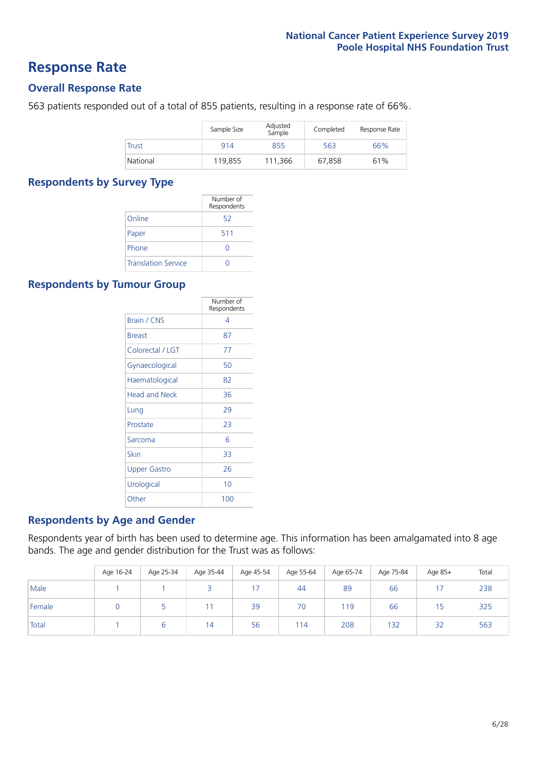# Response Rate

## Overall Response Rate

563 patients responded out of a total of 855 patients, resulting in a response rate of 66%.

| | Sample Size | Adjusted Sample | Completed | Response Rate |
|---|---|---|---|---|
| Trust | 914 | 855 | 563 | 66% |
| National | 119,855 | 111,366 | 67,858 | 61% |

## Respondents by Survey Type

| | Number of Respondents |
|---|---|
| Online | 52 |
| Paper | 511 |
| Phone | 0 |
| Translation Service | 0 |

## Respondents by Tumour Group

| | Number of Respondents |
|---|---|
| Brain / CNS | 4 |
| Breast | 87 |
| Colorectal / LGT | 77 |
| Gynaecological | 50 |
| Haematological | 82 |
| Head and Neck | 36 |
| Lung | 29 |
| Prostate | 23 |
| Sarcoma | 6 |
| Skin | 33 |
| Upper Gastro | 26 |
| Urological | 10 |
| Other | 100 |

## Respondents by Age and Gender

Respondents year of birth has been used to determine age. This information has been amalgamated into 8 age bands. The age and gender distribution for the Trust was as follows:

| | Age 16-24 | Age 25-34 | Age 35-44 | Age 45-54 | Age 55-64 | Age 65-74 | Age 75-84 | Age 85+ | Total |
|---|---|---|---|---|---|---|---|---|---|
| Male | 1 | 1 | 3 | 17 | 44 | 89 | 66 | 17 | 238 |
| Female | 0 | 5 | 11 | 39 | 70 | 119 | 66 | 15 | 325 |
| Total | 1 | 6 | 14 | 56 | 114 | 208 | 132 | 32 | 563 |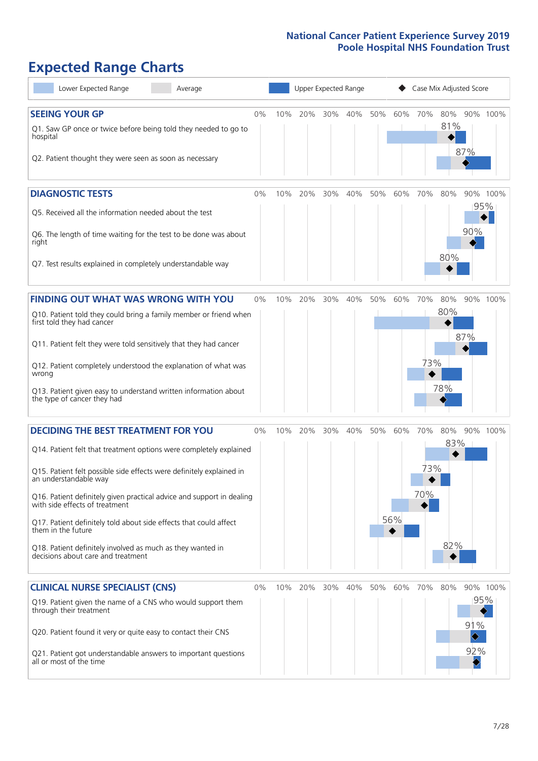# Expected Range Charts

Legend: Lower Expected Range | Average | Upper Expected Range | ◆ Case Mix Adjusted Score

## SEEING YOUR GP

| Question | Case Mix Adjusted Score |
|---|---|
| Q1. Saw GP once or twice before being told they needed to go to hospital | 81% |
| Q2. Patient thought they were seen as soon as necessary | 87% |

## DIAGNOSTIC TESTS

| Question | Case Mix Adjusted Score |
|---|---|
| Q5. Received all the information needed about the test | 95% |
| Q6. The length of time waiting for the test to be done was about right | 90% |
| Q7. Test results explained in completely understandable way | 80% |

## FINDING OUT WHAT WAS WRONG WITH YOU

| Question | Case Mix Adjusted Score |
|---|---|
| Q10. Patient told they could bring a family member or friend when first told they had cancer | 80% |
| Q11. Patient felt they were told sensitively that they had cancer | 87% |
| Q12. Patient completely understood the explanation of what was wrong | 73% |
| Q13. Patient given easy to understand written information about the type of cancer they had | 78% |

## DECIDING THE BEST TREATMENT FOR YOU

| Question | Case Mix Adjusted Score |
|---|---|
| Q14. Patient felt that treatment options were completely explained | 83% |
| Q15. Patient felt possible side effects were definitely explained in an understandable way | 73% |
| Q16. Patient definitely given practical advice and support in dealing with side effects of treatment | 70% |
| Q17. Patient definitely told about side effects that could affect them in the future | 56% |
| Q18. Patient definitely involved as much as they wanted in decisions about care and treatment | 82% |

## CLINICAL NURSE SPECIALIST (CNS)

| Question | Case Mix Adjusted Score |
|---|---|
| Q19. Patient given the name of a CNS who would support them through their treatment | 95% |
| Q20. Patient found it very or quite easy to contact their CNS | 91% |
| Q21. Patient got understandable answers to important questions all or most of the time | 92% |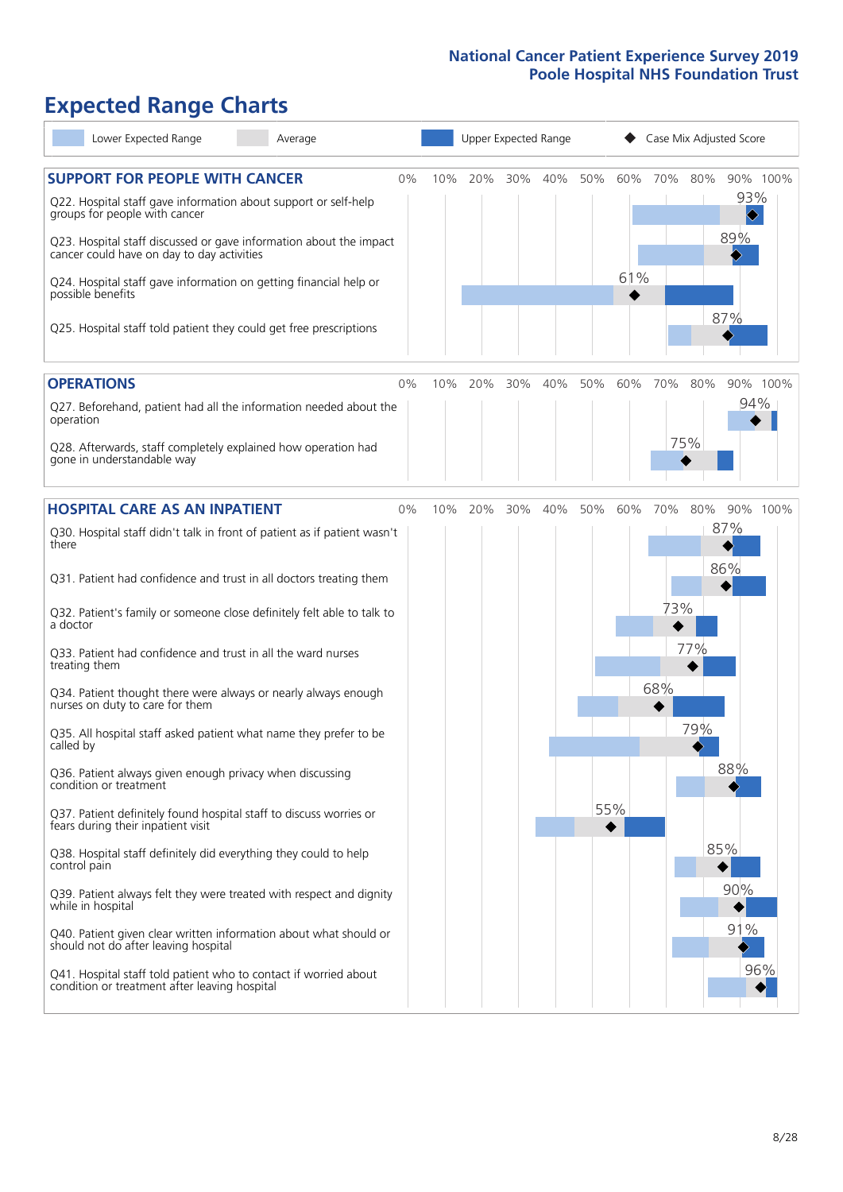# Expected Range Charts

Lower Expected Range | Average | Upper Expected Range | Case Mix Adjusted Score

## SUPPORT FOR PEOPLE WITH CANCER

| Question | Case Mix Adjusted Score |
|---|---|
| Q22. Hospital staff gave information about support or self-help groups for people with cancer | 93% |
| Q23. Hospital staff discussed or gave information about the impact cancer could have on day to day activities | 89% |
| Q24. Hospital staff gave information on getting financial help or possible benefits | 61% |
| Q25. Hospital staff told patient they could get free prescriptions | 87% |

## OPERATIONS

| Question | Case Mix Adjusted Score |
|---|---|
| Q27. Beforehand, patient had all the information needed about the operation | 94% |
| Q28. Afterwards, staff completely explained how operation had gone in understandable way | 75% |

## HOSPITAL CARE AS AN INPATIENT

| Question | Case Mix Adjusted Score |
|---|---|
| Q30. Hospital staff didn't talk in front of patient as if patient wasn't there | 87% |
| Q31. Patient had confidence and trust in all doctors treating them | 86% |
| Q32. Patient's family or someone close definitely felt able to talk to a doctor | 73% |
| Q33. Patient had confidence and trust in all the ward nurses treating them | 77% |
| Q34. Patient thought there were always or nearly always enough nurses on duty to care for them | 68% |
| Q35. All hospital staff asked patient what name they prefer to be called by | 79% |
| Q36. Patient always given enough privacy when discussing condition or treatment | 88% |
| Q37. Patient definitely found hospital staff to discuss worries or fears during their inpatient visit | 55% |
| Q38. Hospital staff definitely did everything they could to help control pain | 85% |
| Q39. Patient always felt they were treated with respect and dignity while in hospital | 90% |
| Q40. Patient given clear written information about what should or should not do after leaving hospital | 91% |
| Q41. Hospital staff told patient who to contact if worried about condition or treatment after leaving hospital | 96% |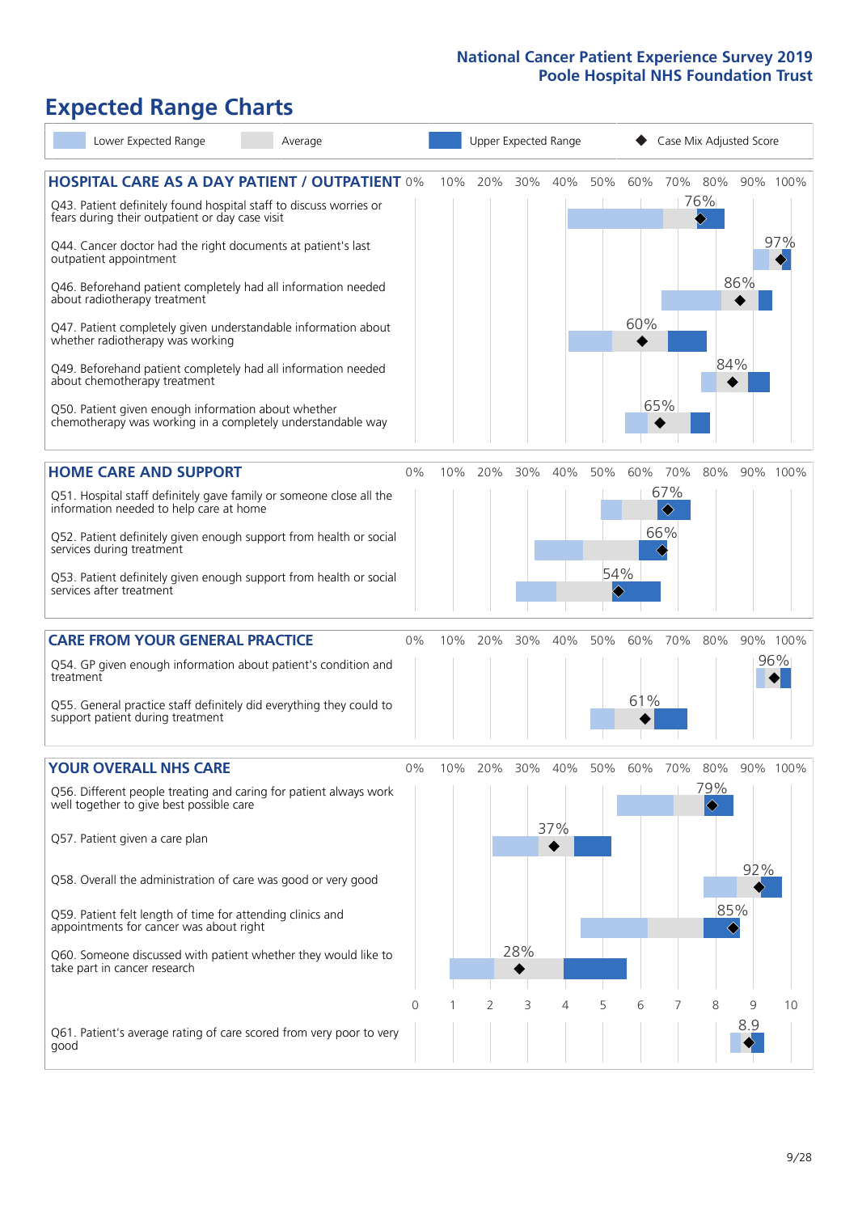# Expected Range Charts

Lower Expected Range | Average | Upper Expected Range | Case Mix Adjusted Score

## HOSPITAL CARE AS A DAY PATIENT / OUTPATIENT

| Question | Case Mix Adjusted Score |
| --- | --- |
| Q43. Patient definitely found hospital staff to discuss worries or fears during their outpatient or day case visit | 76% |
| Q44. Cancer doctor had the right documents at patient's last outpatient appointment | 97% |
| Q46. Beforehand patient completely had all information needed about radiotherapy treatment | 86% |
| Q47. Patient completely given understandable information about whether radiotherapy was working | 60% |
| Q49. Beforehand patient completely had all information needed about chemotherapy treatment | 84% |
| Q50. Patient given enough information about whether chemotherapy was working in a completely understandable way | 65% |

## HOME CARE AND SUPPORT

| Question | Case Mix Adjusted Score |
| --- | --- |
| Q51. Hospital staff definitely gave family or someone close all the information needed to help care at home | 67% |
| Q52. Patient definitely given enough support from health or social services during treatment | 66% |
| Q53. Patient definitely given enough support from health or social services after treatment | 54% |

## CARE FROM YOUR GENERAL PRACTICE

| Question | Case Mix Adjusted Score |
| --- | --- |
| Q54. GP given enough information about patient's condition and treatment | 96% |
| Q55. General practice staff definitely did everything they could to support patient during treatment | 61% |

## YOUR OVERALL NHS CARE

| Question | Case Mix Adjusted Score |
| --- | --- |
| Q56. Different people treating and caring for patient always work well together to give best possible care | 79% |
| Q57. Patient given a care plan | 37% |
| Q58. Overall the administration of care was good or very good | 92% |
| Q59. Patient felt length of time for attending clinics and appointments for cancer was about right | 85% |
| Q60. Someone discussed with patient whether they would like to take part in cancer research | 28% |
| Q61. Patient's average rating of care scored from very poor to very good | 8.9 |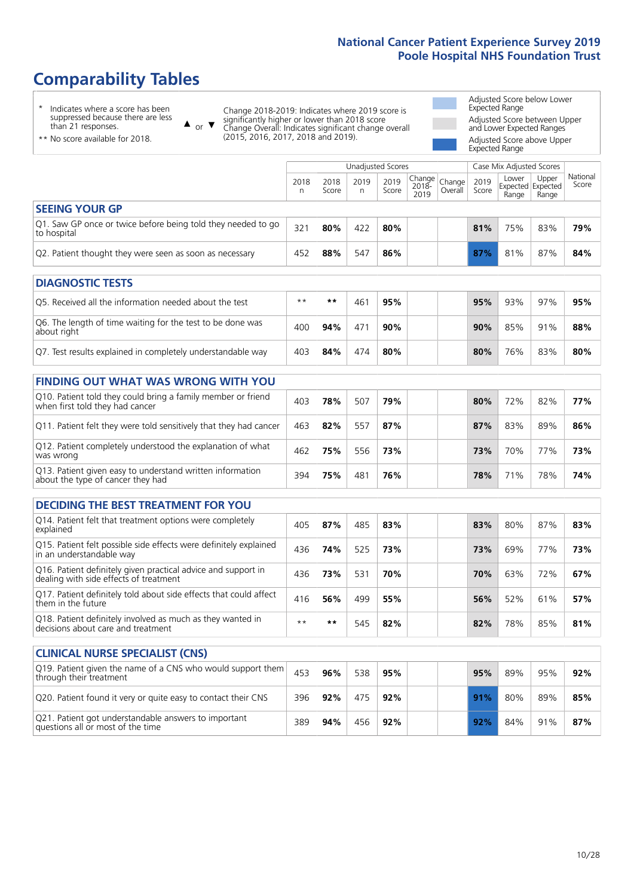# Comparability Tables

\* Indicates where a score has been suppressed because there are less than 21 responses.

\*\* No score available for 2018.

▲ or ▼ Change 2018-2019: Indicates where 2019 score is significantly higher or lower than 2018 score Change Overall: Indicates significant change overall (2015, 2016, 2017, 2018 and 2019).

- Adjusted Score below Lower Expected Range
- Adjusted Score between Upper and Lower Expected Ranges
- Adjusted Score above Upper Expected Range

| | Unadjusted Scores | | | | | | Case Mix Adjusted Scores | | | |
|---|---|---|---|---|---|---|---|---|---|---|
| | 2018 n | 2018 Score | 2019 n | 2019 Score | Change 2018-2019 | Change Overall | 2019 Score | Lower Expected Range | Upper Expected Range | National Score |
| **SEEING YOUR GP** | | | | | | | | | | |
| Q1. Saw GP once or twice before being told they needed to go to hospital | 321 | **80%** | 422 | **80%** | | | **81%** | 75% | 83% | **79%** |
| Q2. Patient thought they were seen as soon as necessary | 452 | **88%** | 547 | **86%** | | | **87%** | 81% | 87% | **84%** |
| **DIAGNOSTIC TESTS** | | | | | | | | | | |
| Q5. Received all the information needed about the test | ** | ** | 461 | **95%** | | | **95%** | 93% | 97% | **95%** |
| Q6. The length of time waiting for the test to be done was about right | 400 | **94%** | 471 | **90%** | | | **90%** | 85% | 91% | **88%** |
| Q7. Test results explained in completely understandable way | 403 | **84%** | 474 | **80%** | | | **80%** | 76% | 83% | **80%** |
| **FINDING OUT WHAT WAS WRONG WITH YOU** | | | | | | | | | | |
| Q10. Patient told they could bring a family member or friend when first told they had cancer | 403 | **78%** | 507 | **79%** | | | **80%** | 72% | 82% | **77%** |
| Q11. Patient felt they were told sensitively that they had cancer | 463 | **82%** | 557 | **87%** | | | **87%** | 83% | 89% | **86%** |
| Q12. Patient completely understood the explanation of what was wrong | 462 | **75%** | 556 | **73%** | | | **73%** | 70% | 77% | **73%** |
| Q13. Patient given easy to understand written information about the type of cancer they had | 394 | **75%** | 481 | **76%** | | | **78%** | 71% | 78% | **74%** |
| **DECIDING THE BEST TREATMENT FOR YOU** | | | | | | | | | | |
| Q14. Patient felt that treatment options were completely explained | 405 | **87%** | 485 | **83%** | | | **83%** | 80% | 87% | **83%** |
| Q15. Patient felt possible side effects were definitely explained in an understandable way | 436 | **74%** | 525 | **73%** | | | **73%** | 69% | 77% | **73%** |
| Q16. Patient definitely given practical advice and support in dealing with side effects of treatment | 436 | **73%** | 531 | **70%** | | | **70%** | 63% | 72% | **67%** |
| Q17. Patient definitely told about side effects that could affect them in the future | 416 | **56%** | 499 | **55%** | | | **56%** | 52% | 61% | **57%** |
| Q18. Patient definitely involved as much as they wanted in decisions about care and treatment | ** | ** | 545 | **82%** | | | **82%** | 78% | 85% | **81%** |
| **CLINICAL NURSE SPECIALIST (CNS)** | | | | | | | | | | |
| Q19. Patient given the name of a CNS who would support them through their treatment | 453 | **96%** | 538 | **95%** | | | **95%** | 89% | 95% | **92%** |
| Q20. Patient found it very or quite easy to contact their CNS | 396 | **92%** | 475 | **92%** | | | **91%** | 80% | 89% | **85%** |
| Q21. Patient got understandable answers to important questions all or most of the time | 389 | **94%** | 456 | **92%** | | | **92%** | 84% | 91% | **87%** |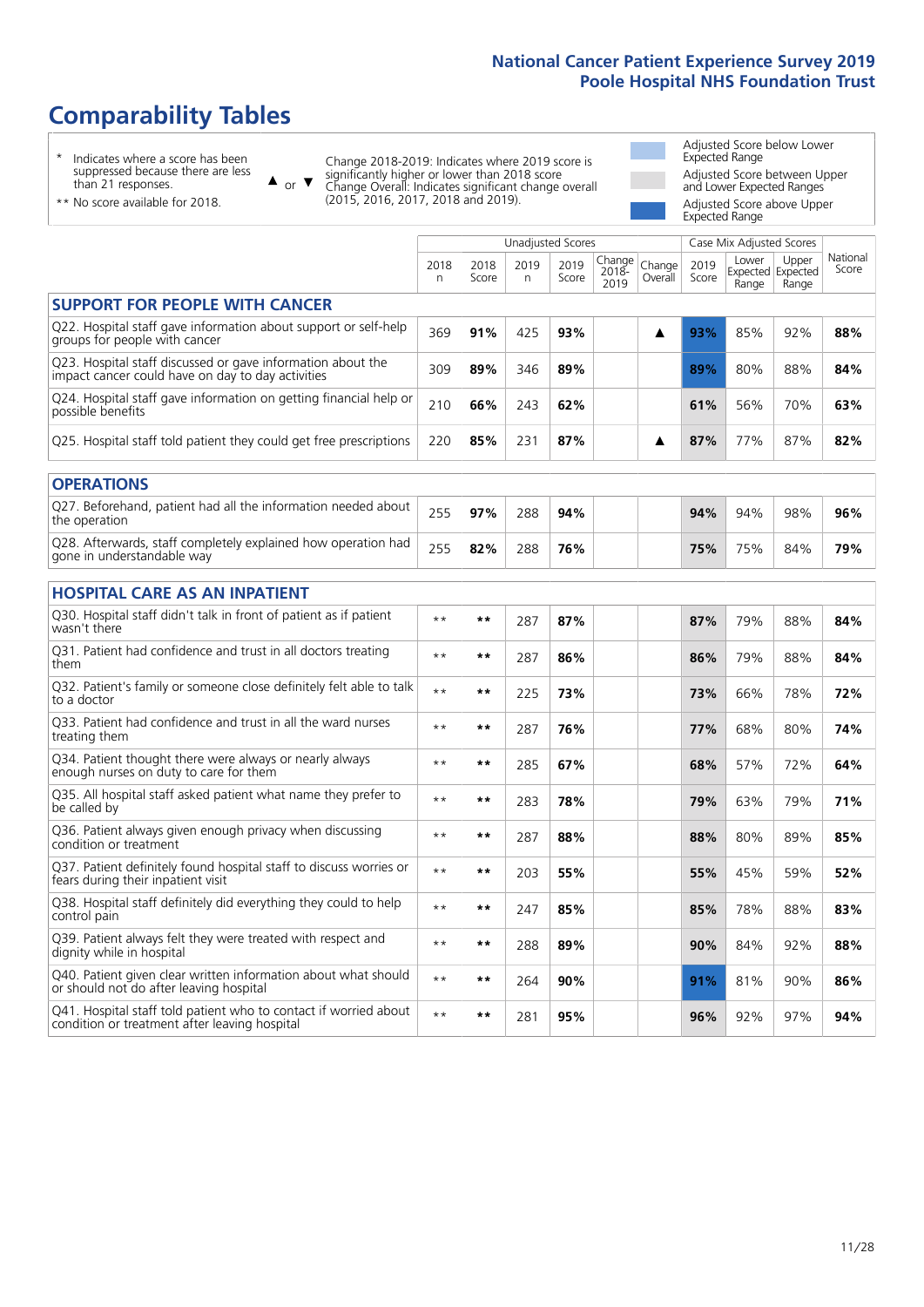# Comparability Tables

\* Indicates where a score has been suppressed because there are less than 21 responses.

\*\* No score available for 2018.

▲ or ▼ Change 2018-2019: Indicates where 2019 score is significantly higher or lower than 2018 score. Change Overall: Indicates significant change overall (2015, 2016, 2017, 2018 and 2019).

Adjusted Score below Lower Expected Range

Adjusted Score between Upper and Lower Expected Ranges

Adjusted Score above Upper Expected Range

| | Unadjusted Scores | | | | | | Case Mix Adjusted Scores | | | |
|---|---|---|---|---|---|---|---|---|---|---|
| | 2018 n | 2018 Score | 2019 n | 2019 Score | Change 2018-2019 | Change Overall | 2019 Score | Lower Expected Range | Upper Expected Range | National Score |
| **SUPPORT FOR PEOPLE WITH CANCER** | | | | | | | | | | |
| Q22. Hospital staff gave information about support or self-help groups for people with cancer | 369 | **91%** | 425 | **93%** | | ▲ | **93%** | 85% | 92% | **88%** |
| Q23. Hospital staff discussed or gave information about the impact cancer could have on day to day activities | 309 | **89%** | 346 | **89%** | | | **89%** | 80% | 88% | **84%** |
| Q24. Hospital staff gave information on getting financial help or possible benefits | 210 | **66%** | 243 | **62%** | | | **61%** | 56% | 70% | **63%** |
| Q25. Hospital staff told patient they could get free prescriptions | 220 | **85%** | 231 | **87%** | | ▲ | **87%** | 77% | 87% | **82%** |
| **OPERATIONS** | | | | | | | | | | |
| Q27. Beforehand, patient had all the information needed about the operation | 255 | **97%** | 288 | **94%** | | | **94%** | 94% | 98% | **96%** |
| Q28. Afterwards, staff completely explained how operation had gone in understandable way | 255 | **82%** | 288 | **76%** | | | **75%** | 75% | 84% | **79%** |
| **HOSPITAL CARE AS AN INPATIENT** | | | | | | | | | | |
| Q30. Hospital staff didn't talk in front of patient as if patient wasn't there | \*\* | **\*\*** | 287 | **87%** | | | **87%** | 79% | 88% | **84%** |
| Q31. Patient had confidence and trust in all doctors treating them | \*\* | **\*\*** | 287 | **86%** | | | **86%** | 79% | 88% | **84%** |
| Q32. Patient's family or someone close definitely felt able to talk to a doctor | \*\* | **\*\*** | 225 | **73%** | | | **73%** | 66% | 78% | **72%** |
| Q33. Patient had confidence and trust in all the ward nurses treating them | \*\* | **\*\*** | 287 | **76%** | | | **77%** | 68% | 80% | **74%** |
| Q34. Patient thought there were always or nearly always enough nurses on duty to care for them | \*\* | **\*\*** | 285 | **67%** | | | **68%** | 57% | 72% | **64%** |
| Q35. All hospital staff asked patient what name they prefer to be called by | \*\* | **\*\*** | 283 | **78%** | | | **79%** | 63% | 79% | **71%** |
| Q36. Patient always given enough privacy when discussing condition or treatment | \*\* | **\*\*** | 287 | **88%** | | | **88%** | 80% | 89% | **85%** |
| Q37. Patient definitely found hospital staff to discuss worries or fears during their inpatient visit | \*\* | **\*\*** | 203 | **55%** | | | **55%** | 45% | 59% | **52%** |
| Q38. Hospital staff definitely did everything they could to help control pain | \*\* | **\*\*** | 247 | **85%** | | | **85%** | 78% | 88% | **83%** |
| Q39. Patient always felt they were treated with respect and dignity while in hospital | \*\* | **\*\*** | 288 | **89%** | | | **90%** | 84% | 92% | **88%** |
| Q40. Patient given clear written information about what should or should not do after leaving hospital | \*\* | **\*\*** | 264 | **90%** | | | **91%** | 81% | 90% | **86%** |
| Q41. Hospital staff told patient who to contact if worried about condition or treatment after leaving hospital | \*\* | **\*\*** | 281 | **95%** | | | **96%** | 92% | 97% | **94%** |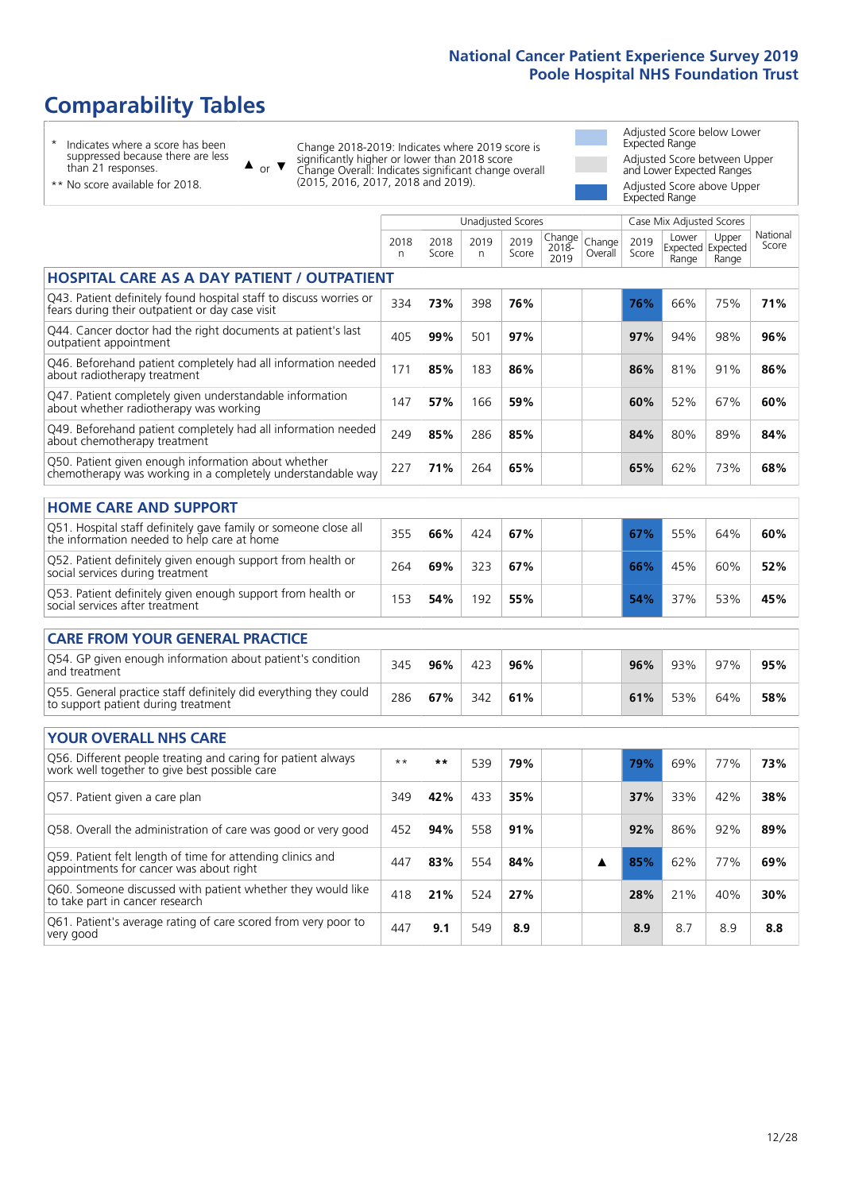# Comparability Tables

\* Indicates where a score has been suppressed because there are less than 21 responses.

\*\* No score available for 2018.

▲ or ▼ Change 2018-2019: Indicates where 2019 score is significantly higher or lower than 2018 score. Change Overall: Indicates significant change overall (2015, 2016, 2017, 2018 and 2019).

Adjusted Score below Lower Expected Range

Adjusted Score between Upper and Lower Expected Ranges

Adjusted Score above Upper Expected Range

| | Unadjusted Scores | | | | | | Case Mix Adjusted Scores | | | |
|---|---|---|---|---|---|---|---|---|---|---|
| | 2018 n | 2018 Score | 2019 n | 2019 Score | Change 2018-2019 | Change Overall | 2019 Score | Lower Expected Range | Upper Expected Range | National Score |
| **HOSPITAL CARE AS A DAY PATIENT / OUTPATIENT** | | | | | | | | | | |
| Q43. Patient definitely found hospital staff to discuss worries or fears during their outpatient or day case visit | 334 | **73%** | 398 | **76%** | | | **76%** | 66% | 75% | **71%** |
| Q44. Cancer doctor had the right documents at patient's last outpatient appointment | 405 | **99%** | 501 | **97%** | | | **97%** | 94% | 98% | **96%** |
| Q46. Beforehand patient completely had all information needed about radiotherapy treatment | 171 | **85%** | 183 | **86%** | | | **86%** | 81% | 91% | **86%** |
| Q47. Patient completely given understandable information about whether radiotherapy was working | 147 | **57%** | 166 | **59%** | | | **60%** | 52% | 67% | **60%** |
| Q49. Beforehand patient completely had all information needed about chemotherapy treatment | 249 | **85%** | 286 | **85%** | | | **84%** | 80% | 89% | **84%** |
| Q50. Patient given enough information about whether chemotherapy was working in a completely understandable way | 227 | **71%** | 264 | **65%** | | | **65%** | 62% | 73% | **68%** |
| **HOME CARE AND SUPPORT** | | | | | | | | | | |
| Q51. Hospital staff definitely gave family or someone close all the information needed to help care at home | 355 | **66%** | 424 | **67%** | | | **67%** | 55% | 64% | **60%** |
| Q52. Patient definitely given enough support from health or social services during treatment | 264 | **69%** | 323 | **67%** | | | **66%** | 45% | 60% | **52%** |
| Q53. Patient definitely given enough support from health or social services after treatment | 153 | **54%** | 192 | **55%** | | | **54%** | 37% | 53% | **45%** |
| **CARE FROM YOUR GENERAL PRACTICE** | | | | | | | | | | |
| Q54. GP given enough information about patient's condition and treatment | 345 | **96%** | 423 | **96%** | | | **96%** | 93% | 97% | **95%** |
| Q55. General practice staff definitely did everything they could to support patient during treatment | 286 | **67%** | 342 | **61%** | | | **61%** | 53% | 64% | **58%** |
| **YOUR OVERALL NHS CARE** | | | | | | | | | | |
| Q56. Different people treating and caring for patient always work well together to give best possible care | ** | ** | 539 | **79%** | | | **79%** | 69% | 77% | **73%** |
| Q57. Patient given a care plan | 349 | **42%** | 433 | **35%** | | | **37%** | 33% | 42% | **38%** |
| Q58. Overall the administration of care was good or very good | 452 | **94%** | 558 | **91%** | | | **92%** | 86% | 92% | **89%** |
| Q59. Patient felt length of time for attending clinics and appointments for cancer was about right | 447 | **83%** | 554 | **84%** | | ▲ | **85%** | 62% | 77% | **69%** |
| Q60. Someone discussed with patient whether they would like to take part in cancer research | 418 | **21%** | 524 | **27%** | | | **28%** | 21% | 40% | **30%** |
| Q61. Patient's average rating of care scored from very poor to very good | 447 | **9.1** | 549 | **8.9** | | | **8.9** | 8.7 | 8.9 | **8.8** |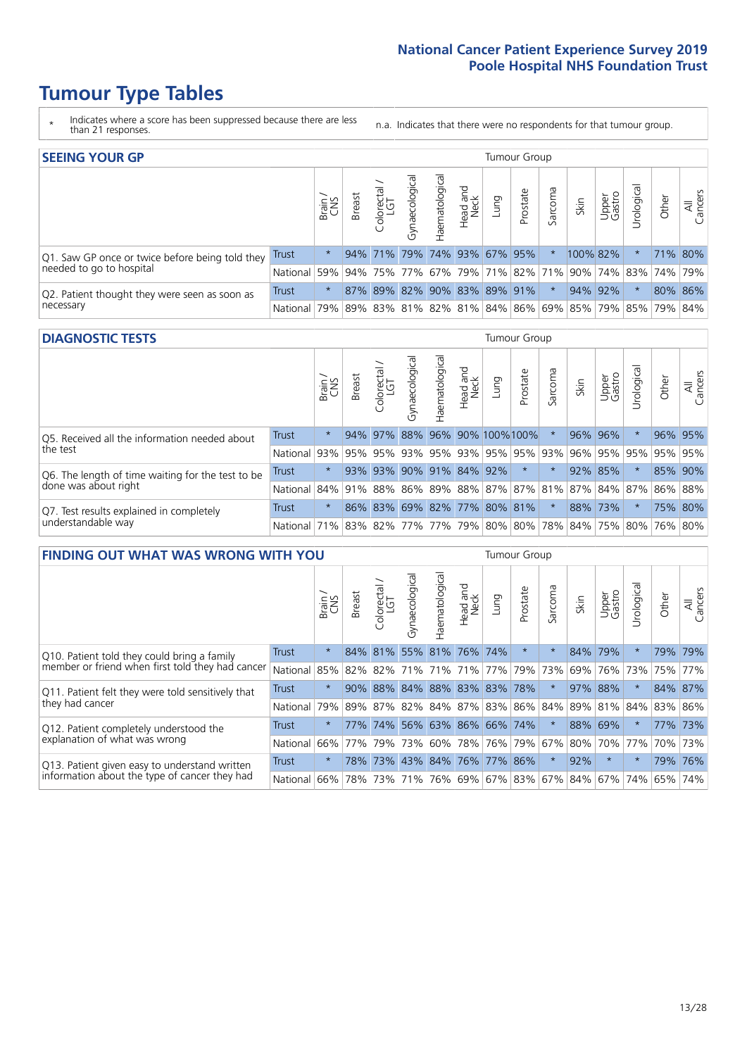# Tumour Type Tables

\* Indicates where a score has been suppressed because there are less than 21 responses.

n.a. Indicates that there were no respondents for that tumour group.

## SEEING YOUR GP

| | | Brain / CNS | Breast | Colorectal / LGT | Gynaecological | Haematological | Head and Neck | Lung | Prostate | Sarcoma | Skin | Upper Gastro | Urological | Other | All Cancers |
|---|---|---|---|---|---|---|---|---|---|---|---|---|---|---|---|
| Q1. Saw GP once or twice before being told they needed to go to hospital | Trust | * | 94% | 71% | 79% | 74% | 93% | 67% | 95% | * | 100% | 82% | * | 71% | 80% |
| | National | 59% | 94% | 75% | 77% | 67% | 79% | 71% | 82% | 71% | 90% | 74% | 83% | 74% | 79% |
| Q2. Patient thought they were seen as soon as necessary | Trust | * | 87% | 89% | 82% | 90% | 83% | 89% | 91% | * | 94% | 92% | * | 80% | 86% |
| | National | 79% | 89% | 83% | 81% | 82% | 81% | 84% | 86% | 69% | 85% | 79% | 85% | 79% | 84% |

## DIAGNOSTIC TESTS

| | | Brain / CNS | Breast | Colorectal / LGT | Gynaecological | Haematological | Head and Neck | Lung | Prostate | Sarcoma | Skin | Upper Gastro | Urological | Other | All Cancers |
|---|---|---|---|---|---|---|---|---|---|---|---|---|---|---|---|
| Q5. Received all the information needed about the test | Trust | * | 94% | 97% | 88% | 96% | 90% | 100% | 100% | * | 96% | 96% | * | 96% | 95% |
| | National | 93% | 95% | 95% | 93% | 95% | 93% | 95% | 95% | 93% | 96% | 95% | 95% | 95% | 95% |
| Q6. The length of time waiting for the test to be done was about right | Trust | * | 93% | 93% | 90% | 91% | 84% | 92% | * | * | 92% | 85% | * | 85% | 90% |
| | National | 84% | 91% | 88% | 86% | 89% | 88% | 87% | 87% | 81% | 87% | 84% | 87% | 86% | 88% |
| Q7. Test results explained in completely understandable way | Trust | * | 86% | 83% | 69% | 82% | 77% | 80% | 81% | * | 88% | 73% | * | 75% | 80% |
| | National | 71% | 83% | 82% | 77% | 77% | 79% | 80% | 80% | 78% | 84% | 75% | 80% | 76% | 80% |

## FINDING OUT WHAT WAS WRONG WITH YOU

| | | Brain / CNS | Breast | Colorectal / LGT | Gynaecological | Haematological | Head and Neck | Lung | Prostate | Sarcoma | Skin | Upper Gastro | Urological | Other | All Cancers |
|---|---|---|---|---|---|---|---|---|---|---|---|---|---|---|---|
| Q10. Patient told they could bring a family member or friend when first told they had cancer | Trust | * | 84% | 81% | 55% | 81% | 76% | 74% | * | * | 84% | 79% | * | 79% | 79% |
| | National | 85% | 82% | 82% | 71% | 71% | 71% | 77% | 79% | 73% | 69% | 76% | 73% | 75% | 77% |
| Q11. Patient felt they were told sensitively that they had cancer | Trust | * | 90% | 88% | 84% | 88% | 83% | 83% | 78% | * | 97% | 88% | * | 84% | 87% |
| | National | 79% | 89% | 87% | 82% | 84% | 87% | 83% | 86% | 84% | 89% | 81% | 84% | 83% | 86% |
| Q12. Patient completely understood the explanation of what was wrong | Trust | * | 77% | 74% | 56% | 63% | 86% | 66% | 74% | * | 88% | 69% | * | 77% | 73% |
| | National | 66% | 77% | 79% | 73% | 60% | 78% | 76% | 79% | 67% | 80% | 70% | 77% | 70% | 73% |
| Q13. Patient given easy to understand written information about the type of cancer they had | Trust | * | 78% | 73% | 43% | 84% | 76% | 77% | 86% | * | 92% | * | * | 79% | 76% |
| | National | 66% | 78% | 73% | 71% | 76% | 69% | 67% | 83% | 67% | 84% | 67% | 74% | 65% | 74% |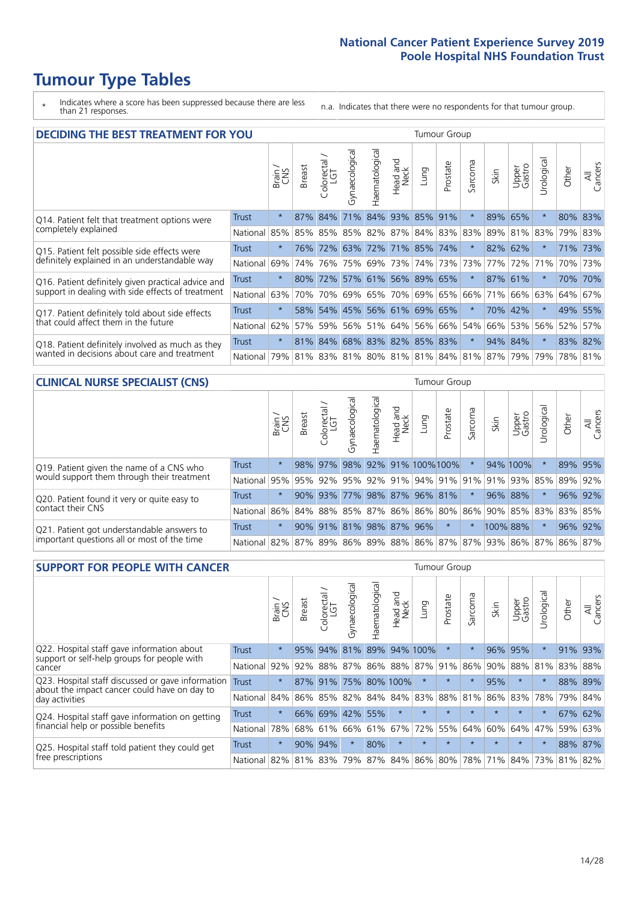# Tumour Type Tables

\* Indicates where a score has been suppressed because there are less than 21 responses.

n.a. Indicates that there were no respondents for that tumour group.

## DECIDING THE BEST TREATMENT FOR YOU

| | | Brain / CNS | Breast | Colorectal / LGT | Gynaecological | Haematological | Head and Neck | Lung | Prostate | Sarcoma | Skin | Upper Gastro | Urological | Other | All Cancers |
|---|---|---|---|---|---|---|---|---|---|---|---|---|---|---|---|
| Q14. Patient felt that treatment options were completely explained | Trust | * | 87% | 84% | 71% | 84% | 93% | 85% | 91% | * | 89% | 65% | * | 80% | 83% |
| | National | 85% | 85% | 85% | 85% | 82% | 87% | 84% | 83% | 83% | 89% | 81% | 83% | 79% | 83% |
| Q15. Patient felt possible side effects were definitely explained in an understandable way | Trust | * | 76% | 72% | 63% | 72% | 71% | 85% | 74% | * | 82% | 62% | * | 71% | 73% |
| | National | 69% | 74% | 76% | 75% | 69% | 73% | 74% | 73% | 73% | 77% | 72% | 71% | 70% | 73% |
| Q16. Patient definitely given practical advice and support in dealing with side effects of treatment | Trust | * | 80% | 72% | 57% | 61% | 56% | 89% | 65% | * | 87% | 61% | * | 70% | 70% |
| | National | 63% | 70% | 70% | 69% | 65% | 70% | 69% | 65% | 66% | 71% | 66% | 63% | 64% | 67% |
| Q17. Patient definitely told about side effects that could affect them in the future | Trust | * | 58% | 54% | 45% | 56% | 61% | 69% | 65% | * | 70% | 42% | * | 49% | 55% |
| | National | 62% | 57% | 59% | 56% | 51% | 64% | 56% | 66% | 54% | 66% | 53% | 56% | 52% | 57% |
| Q18. Patient definitely involved as much as they wanted in decisions about care and treatment | Trust | * | 81% | 84% | 68% | 83% | 82% | 85% | 83% | * | 94% | 84% | * | 83% | 82% |
| | National | 79% | 81% | 83% | 81% | 80% | 81% | 81% | 84% | 81% | 87% | 79% | 79% | 78% | 81% |

## CLINICAL NURSE SPECIALIST (CNS)

| | | Brain / CNS | Breast | Colorectal / LGT | Gynaecological | Haematological | Head and Neck | Lung | Prostate | Sarcoma | Skin | Upper Gastro | Urological | Other | All Cancers |
|---|---|---|---|---|---|---|---|---|---|---|---|---|---|---|---|
| Q19. Patient given the name of a CNS who would support them through their treatment | Trust | * | 98% | 97% | 98% | 92% | 91% | 100% | 100% | * | 94% | 100% | * | 89% | 95% |
| | National | 95% | 95% | 92% | 95% | 92% | 91% | 94% | 91% | 91% | 91% | 93% | 85% | 89% | 92% |
| Q20. Patient found it very or quite easy to contact their CNS | Trust | * | 90% | 93% | 77% | 98% | 87% | 96% | 81% | * | 96% | 88% | * | 96% | 92% |
| | National | 86% | 84% | 88% | 85% | 87% | 86% | 86% | 80% | 86% | 90% | 85% | 83% | 83% | 85% |
| Q21. Patient got understandable answers to important questions all or most of the time | Trust | * | 90% | 91% | 81% | 98% | 87% | 96% | * | * | 100% | 88% | * | 96% | 92% |
| | National | 82% | 87% | 89% | 86% | 89% | 88% | 86% | 87% | 87% | 93% | 86% | 87% | 86% | 87% |

## SUPPORT FOR PEOPLE WITH CANCER

| | | Brain / CNS | Breast | Colorectal / LGT | Gynaecological | Haematological | Head and Neck | Lung | Prostate | Sarcoma | Skin | Upper Gastro | Urological | Other | All Cancers |
|---|---|---|---|---|---|---|---|---|---|---|---|---|---|---|---|
| Q22. Hospital staff gave information about support or self-help groups for people with cancer | Trust | * | 95% | 94% | 81% | 89% | 94% | 100% | * | * | 96% | 95% | * | 91% | 93% |
| | National | 92% | 92% | 88% | 87% | 86% | 88% | 87% | 91% | 86% | 90% | 88% | 81% | 83% | 88% |
| Q23. Hospital staff discussed or gave information about the impact cancer could have on day to day activities | Trust | * | 87% | 91% | 75% | 80% | 100% | * | * | * | 95% | * | * | 88% | 89% |
| | National | 84% | 86% | 85% | 82% | 84% | 84% | 83% | 88% | 81% | 86% | 83% | 78% | 79% | 84% |
| Q24. Hospital staff gave information on getting financial help or possible benefits | Trust | * | 66% | 69% | 42% | 55% | * | * | * | * | * | * | * | 67% | 62% |
| | National | 78% | 68% | 61% | 66% | 61% | 67% | 72% | 55% | 64% | 60% | 64% | 47% | 59% | 63% |
| Q25. Hospital staff told patient they could get free prescriptions | Trust | * | 90% | 94% | * | 80% | * | * | * | * | * | * | * | 88% | 87% |
| | National | 82% | 81% | 83% | 79% | 87% | 84% | 86% | 80% | 78% | 71% | 84% | 73% | 81% | 82% |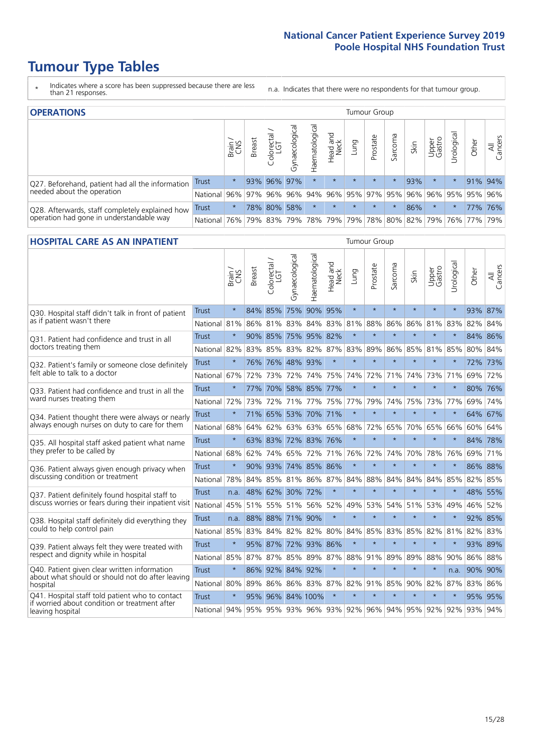# Tumour Type Tables

\* Indicates where a score has been suppressed because there are less than 21 responses.

n.a. Indicates that there were no respondents for that tumour group.

## OPERATIONS

| | | Brain / CNS | Breast | Colorectal / LGT | Gynaecological | Haematological | Head and Neck | Lung | Prostate | Sarcoma | Skin | Upper Gastro | Urological | Other | All Cancers |
|---|---|---|---|---|---|---|---|---|---|---|---|---|---|---|---|
| Q27. Beforehand, patient had all the information needed about the operation | Trust | * | 93% | 96% | 97% | * | * | * | * | * | 93% | * | * | 91% | 94% |
| | National | 96% | 97% | 96% | 96% | 94% | 96% | 95% | 97% | 95% | 96% | 96% | 95% | 95% | 96% |
| Q28. Afterwards, staff completely explained how operation had gone in understandable way | Trust | * | 78% | 80% | 58% | * | * | * | * | * | 86% | * | * | 77% | 76% |
| | National | 76% | 79% | 83% | 79% | 78% | 79% | 79% | 78% | 80% | 82% | 79% | 76% | 77% | 79% |

## HOSPITAL CARE AS AN INPATIENT

| | | Brain / CNS | Breast | Colorectal / LGT | Gynaecological | Haematological | Head and Neck | Lung | Prostate | Sarcoma | Skin | Upper Gastro | Urological | Other | All Cancers |
|---|---|---|---|---|---|---|---|---|---|---|---|---|---|---|---|
| Q30. Hospital staff didn't talk in front of patient as if patient wasn't there | Trust | * | 84% | 85% | 75% | 90% | 95% | * | * | * | * | * | * | 93% | 87% |
| | National | 81% | 86% | 81% | 83% | 84% | 83% | 81% | 88% | 86% | 86% | 81% | 83% | 82% | 84% |
| Q31. Patient had confidence and trust in all doctors treating them | Trust | * | 90% | 85% | 75% | 95% | 82% | * | * | * | * | * | * | 84% | 86% |
| | National | 82% | 83% | 85% | 83% | 82% | 87% | 83% | 89% | 86% | 85% | 81% | 85% | 80% | 84% |
| Q32. Patient's family or someone close definitely felt able to talk to a doctor | Trust | * | 76% | 76% | 48% | 93% | * | * | * | * | * | * | * | 72% | 73% |
| | National | 67% | 72% | 73% | 72% | 74% | 75% | 74% | 72% | 71% | 74% | 73% | 71% | 69% | 72% |
| Q33. Patient had confidence and trust in all the ward nurses treating them | Trust | * | 77% | 70% | 58% | 85% | 77% | * | * | * | * | * | * | 80% | 76% |
| | National | 72% | 73% | 72% | 71% | 77% | 75% | 77% | 79% | 74% | 75% | 73% | 77% | 69% | 74% |
| Q34. Patient thought there were always or nearly always enough nurses on duty to care for them | Trust | * | 71% | 65% | 53% | 70% | 71% | * | * | * | * | * | * | 64% | 67% |
| | National | 68% | 64% | 62% | 63% | 63% | 65% | 68% | 72% | 65% | 70% | 65% | 66% | 60% | 64% |
| Q35. All hospital staff asked patient what name they prefer to be called by | Trust | * | 63% | 83% | 72% | 83% | 76% | * | * | * | * | * | * | 84% | 78% |
| | National | 68% | 62% | 74% | 65% | 72% | 71% | 76% | 72% | 74% | 70% | 78% | 76% | 69% | 71% |
| Q36. Patient always given enough privacy when discussing condition or treatment | Trust | * | 90% | 93% | 74% | 85% | 86% | * | * | * | * | * | * | 86% | 88% |
| | National | 78% | 84% | 85% | 81% | 86% | 87% | 84% | 88% | 84% | 84% | 84% | 85% | 82% | 85% |
| Q37. Patient definitely found hospital staff to discuss worries or fears during their inpatient visit | Trust | n.a. | 48% | 62% | 30% | 72% | * | * | * | * | * | * | * | 48% | 55% |
| | National | 45% | 51% | 55% | 51% | 56% | 52% | 49% | 53% | 54% | 51% | 53% | 49% | 46% | 52% |
| Q38. Hospital staff definitely did everything they could to help control pain | Trust | n.a. | 88% | 88% | 71% | 90% | * | * | * | * | * | * | * | 92% | 85% |
| | National | 85% | 83% | 84% | 82% | 82% | 80% | 84% | 85% | 83% | 85% | 82% | 81% | 82% | 83% |
| Q39. Patient always felt they were treated with respect and dignity while in hospital | Trust | * | 95% | 87% | 72% | 93% | 86% | * | * | * | * | * | * | 93% | 89% |
| | National | 85% | 87% | 87% | 85% | 89% | 87% | 88% | 91% | 89% | 89% | 88% | 90% | 86% | 88% |
| Q40. Patient given clear written information about what should or should not do after leaving hospital | Trust | * | 86% | 92% | 84% | 92% | * | * | * | * | * | * | n.a. | 90% | 90% |
| | National | 80% | 89% | 86% | 86% | 83% | 87% | 82% | 91% | 85% | 90% | 82% | 87% | 83% | 86% |
| Q41. Hospital staff told patient who to contact if worried about condition or treatment after leaving hospital | Trust | * | 95% | 96% | 84% | 100% | * | * | * | * | * | * | * | 95% | 95% |
| | National | 94% | 95% | 95% | 93% | 96% | 93% | 92% | 96% | 94% | 95% | 92% | 92% | 93% | 94% |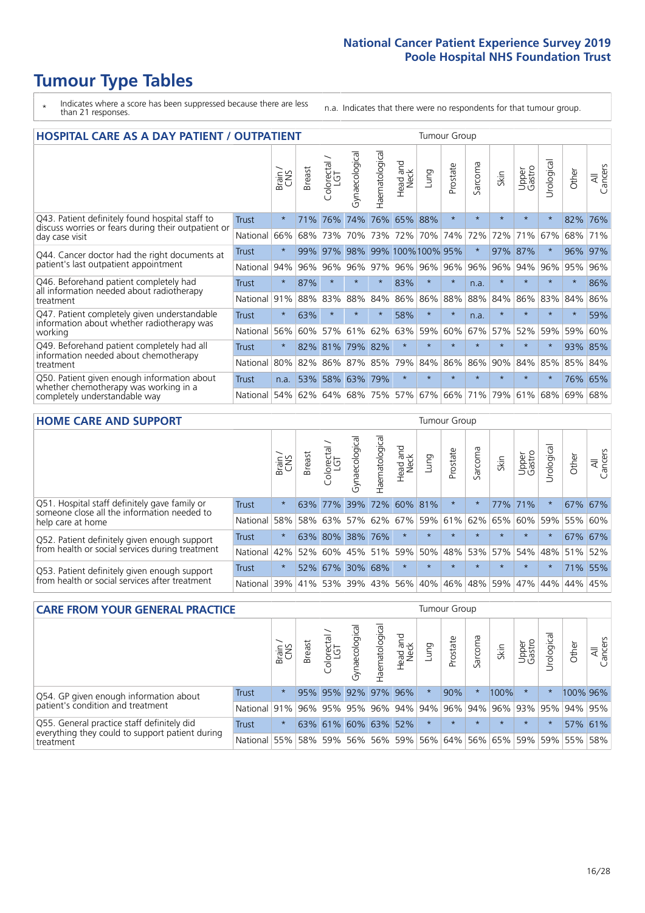# Tumour Type Tables

\* Indicates where a score has been suppressed because there are less than 21 responses.

n.a. Indicates that there were no respondents for that tumour group.

## HOSPITAL CARE AS A DAY PATIENT / OUTPATIENT

| | | Brain / CNS | Breast | Colorectal / LGT | Gynaecological | Haematological | Head and Neck | Lung | Prostate | Sarcoma | Skin | Upper Gastro | Urological | Other | All Cancers |
|---|---|---|---|---|---|---|---|---|---|---|---|---|---|---|---|
| Q43. Patient definitely found hospital staff to discuss worries or fears during their outpatient or day case visit | Trust | * | 71% | 76% | 74% | 76% | 65% | 88% | * | * | * | * | * | 82% | 76% |
| | National | 66% | 68% | 73% | 70% | 73% | 72% | 70% | 74% | 72% | 72% | 71% | 67% | 68% | 71% |
| Q44. Cancer doctor had the right documents at patient's last outpatient appointment | Trust | * | 99% | 97% | 98% | 99% | 100% | 100% | 95% | * | 97% | 87% | * | 96% | 97% |
| | National | 94% | 96% | 96% | 96% | 97% | 96% | 96% | 96% | 96% | 96% | 94% | 96% | 95% | 96% |
| Q46. Beforehand patient completely had all information needed about radiotherapy treatment | Trust | * | 87% | * | * | * | 83% | * | * | n.a. | * | * | * | * | 86% |
| | National | 91% | 88% | 83% | 88% | 84% | 86% | 86% | 88% | 88% | 84% | 86% | 83% | 84% | 86% |
| Q47. Patient completely given understandable information about whether radiotherapy was working | Trust | * | 63% | * | * | * | 58% | * | * | n.a. | * | * | * | * | 59% |
| | National | 56% | 60% | 57% | 61% | 62% | 63% | 59% | 60% | 67% | 57% | 52% | 59% | 59% | 60% |
| Q49. Beforehand patient completely had all information needed about chemotherapy treatment | Trust | * | 82% | 81% | 79% | 82% | * | * | * | * | * | * | * | 93% | 85% |
| | National | 80% | 82% | 86% | 87% | 85% | 79% | 84% | 86% | 86% | 90% | 84% | 85% | 85% | 84% |
| Q50. Patient given enough information about whether chemotherapy was working in a completely understandable way | Trust | n.a. | 53% | 58% | 63% | 79% | * | * | * | * | * | * | * | 76% | 65% |
| | National | 54% | 62% | 64% | 68% | 75% | 57% | 67% | 66% | 71% | 79% | 61% | 68% | 69% | 68% |

## HOME CARE AND SUPPORT

| | | Brain / CNS | Breast | Colorectal / LGT | Gynaecological | Haematological | Head and Neck | Lung | Prostate | Sarcoma | Skin | Upper Gastro | Urological | Other | All Cancers |
|---|---|---|---|---|---|---|---|---|---|---|---|---|---|---|---|
| Q51. Hospital staff definitely gave family or someone close all the information needed to help care at home | Trust | * | 63% | 77% | 39% | 72% | 60% | 81% | * | * | 77% | 71% | * | 67% | 67% |
| | National | 58% | 58% | 63% | 57% | 62% | 67% | 59% | 61% | 62% | 65% | 60% | 59% | 55% | 60% |
| Q52. Patient definitely given enough support from health or social services during treatment | Trust | * | 63% | 80% | 38% | 76% | * | * | * | * | * | * | * | 67% | 67% |
| | National | 42% | 52% | 60% | 45% | 51% | 59% | 50% | 48% | 53% | 57% | 54% | 48% | 51% | 52% |
| Q53. Patient definitely given enough support from health or social services after treatment | Trust | * | 52% | 67% | 30% | 68% | * | * | * | * | * | * | * | 71% | 55% |
| | National | 39% | 41% | 53% | 39% | 43% | 56% | 40% | 46% | 48% | 59% | 47% | 44% | 44% | 45% |

## CARE FROM YOUR GENERAL PRACTICE

| | | Brain / CNS | Breast | Colorectal / LGT | Gynaecological | Haematological | Head and Neck | Lung | Prostate | Sarcoma | Skin | Upper Gastro | Urological | Other | All Cancers |
|---|---|---|---|---|---|---|---|---|---|---|---|---|---|---|---|
| Q54. GP given enough information about patient's condition and treatment | Trust | * | 95% | 95% | 92% | 97% | 96% | * | 90% | * | 100% | * | * | 100% | 96% |
| | National | 91% | 96% | 95% | 95% | 96% | 94% | 94% | 96% | 94% | 96% | 93% | 95% | 94% | 95% |
| Q55. General practice staff definitely did everything they could to support patient during treatment | Trust | * | 63% | 61% | 60% | 63% | 52% | * | * | * | * | * | * | 57% | 61% |
| | National | 55% | 58% | 59% | 56% | 56% | 59% | 56% | 64% | 56% | 65% | 59% | 59% | 55% | 58% |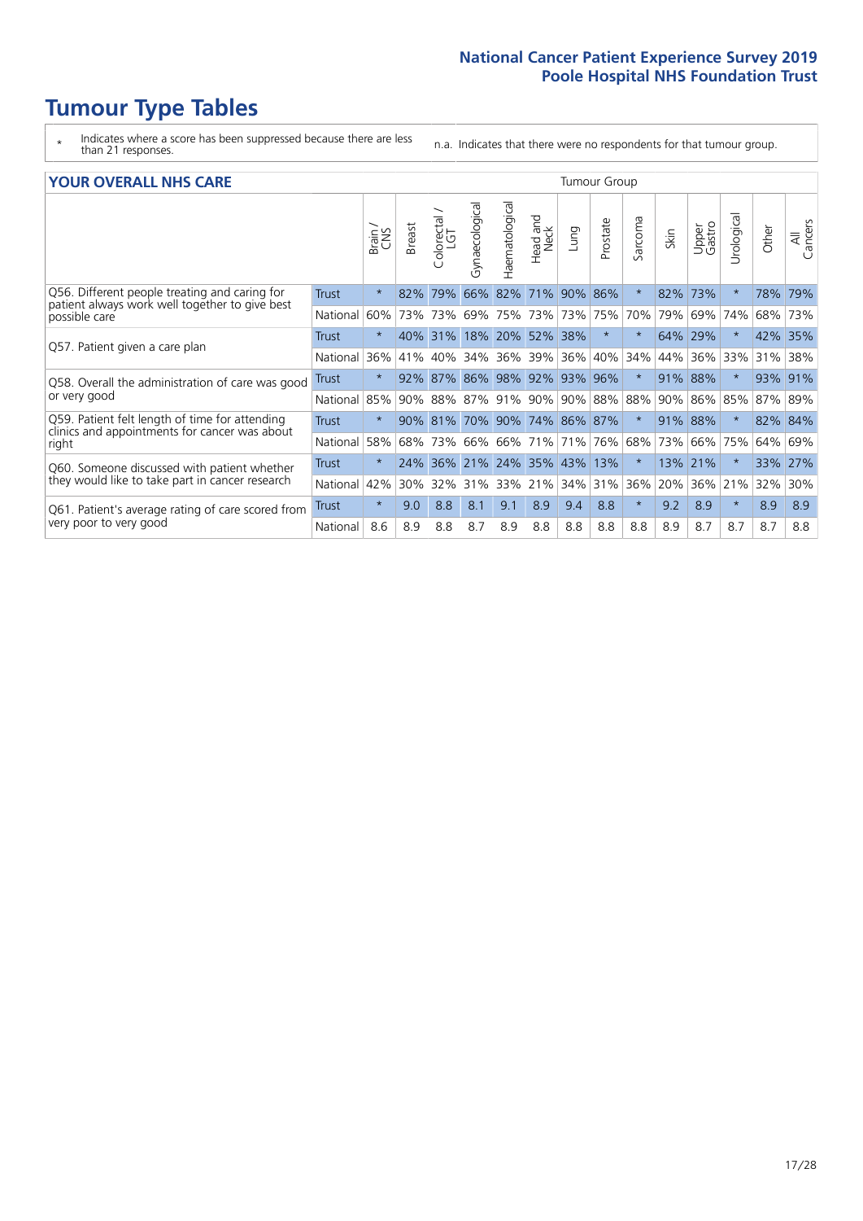# Tumour Type Tables

- \* Indicates where a score has been suppressed because there are less than 21 responses.
- n.a. Indicates that there were no respondents for that tumour group.

## YOUR OVERALL NHS CARE

| | | Brain / CNS | Breast | Colorectal / LGT | Gynaecological | Haematological | Head and Neck | Lung | Prostate | Sarcoma | Skin | Upper Gastro | Urological | Other | All Cancers |
|---|---|---|---|---|---|---|---|---|---|---|---|---|---|---|---|
| Q56. Different people treating and caring for patient always work well together to give best possible care | Trust | * | 82% | 79% | 66% | 82% | 71% | 90% | 86% | * | 82% | 73% | * | 78% | 79% |
| | National | 60% | 73% | 73% | 69% | 75% | 73% | 73% | 75% | 70% | 79% | 69% | 74% | 68% | 73% |
| Q57. Patient given a care plan | Trust | * | 40% | 31% | 18% | 20% | 52% | 38% | * | * | 64% | 29% | * | 42% | 35% |
| | National | 36% | 41% | 40% | 34% | 36% | 39% | 36% | 40% | 34% | 44% | 36% | 33% | 31% | 38% |
| Q58. Overall the administration of care was good or very good | Trust | * | 92% | 87% | 86% | 98% | 92% | 93% | 96% | * | 91% | 88% | * | 93% | 91% |
| | National | 85% | 90% | 88% | 87% | 91% | 90% | 90% | 88% | 88% | 90% | 86% | 85% | 87% | 89% |
| Q59. Patient felt length of time for attending clinics and appointments for cancer was about right | Trust | * | 90% | 81% | 70% | 90% | 74% | 86% | 87% | * | 91% | 88% | * | 82% | 84% |
| | National | 58% | 68% | 73% | 66% | 66% | 71% | 71% | 76% | 68% | 73% | 66% | 75% | 64% | 69% |
| Q60. Someone discussed with patient whether they would like to take part in cancer research | Trust | * | 24% | 36% | 21% | 24% | 35% | 43% | 13% | * | 13% | 21% | * | 33% | 27% |
| | National | 42% | 30% | 32% | 31% | 33% | 21% | 34% | 31% | 36% | 20% | 36% | 21% | 32% | 30% |
| Q61. Patient's average rating of care scored from very poor to very good | Trust | * | 9.0 | 8.8 | 8.1 | 9.1 | 8.9 | 9.4 | 8.8 | * | 9.2 | 8.9 | * | 8.9 | 8.9 |
| | National | 8.6 | 8.9 | 8.8 | 8.7 | 8.9 | 8.8 | 8.8 | 8.8 | 8.8 | 8.9 | 8.7 | 8.7 | 8.7 | 8.8 |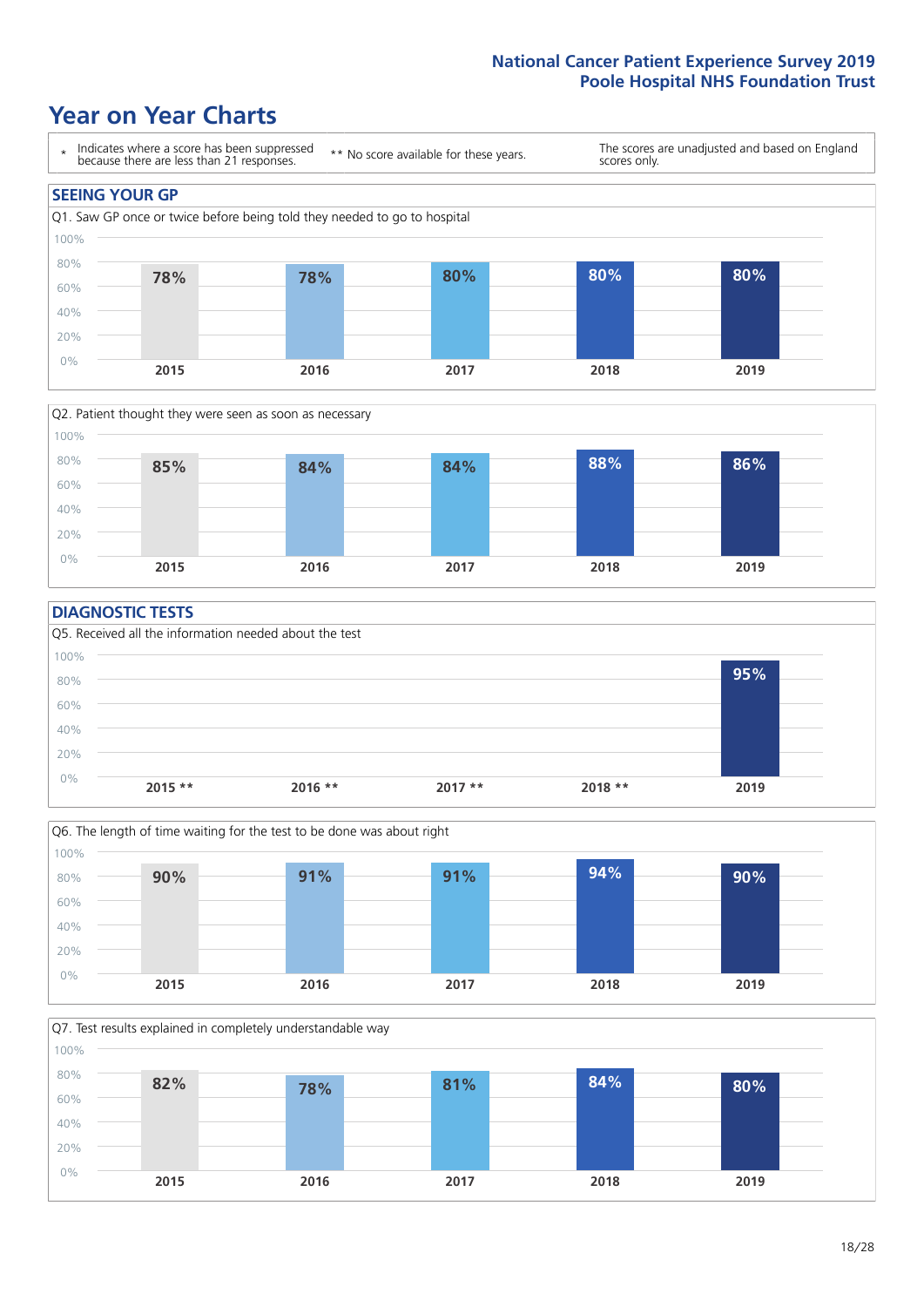# Year on Year Charts

\* Indicates where a score has been suppressed because there are less than 21 responses.

** No score available for these years.

The scores are unadjusted and based on England scores only.

## SEEING YOUR GP

Q1. Saw GP once or twice before being told they needed to go to hospital

| 2015 | 2016 | 2017 | 2018 | 2019 |
|---|---|---|---|---|
| 78% | 78% | 80% | 80% | 80% |

Q2. Patient thought they were seen as soon as necessary

| 2015 | 2016 | 2017 | 2018 | 2019 |
|---|---|---|---|---|
| 85% | 84% | 84% | 88% | 86% |

## DIAGNOSTIC TESTS

Q5. Received all the information needed about the test

| 2015 ** | 2016 ** | 2017 ** | 2018 ** | 2019 |
|---|---|---|---|---|
| | | | | 95% |

Q6. The length of time waiting for the test to be done was about right

| 2015 | 2016 | 2017 | 2018 | 2019 |
|---|---|---|---|---|
| 90% | 91% | 91% | 94% | 90% |

Q7. Test results explained in completely understandable way

| 2015 | 2016 | 2017 | 2018 | 2019 |
|---|---|---|---|---|
| 82% | 78% | 81% | 84% | 80% |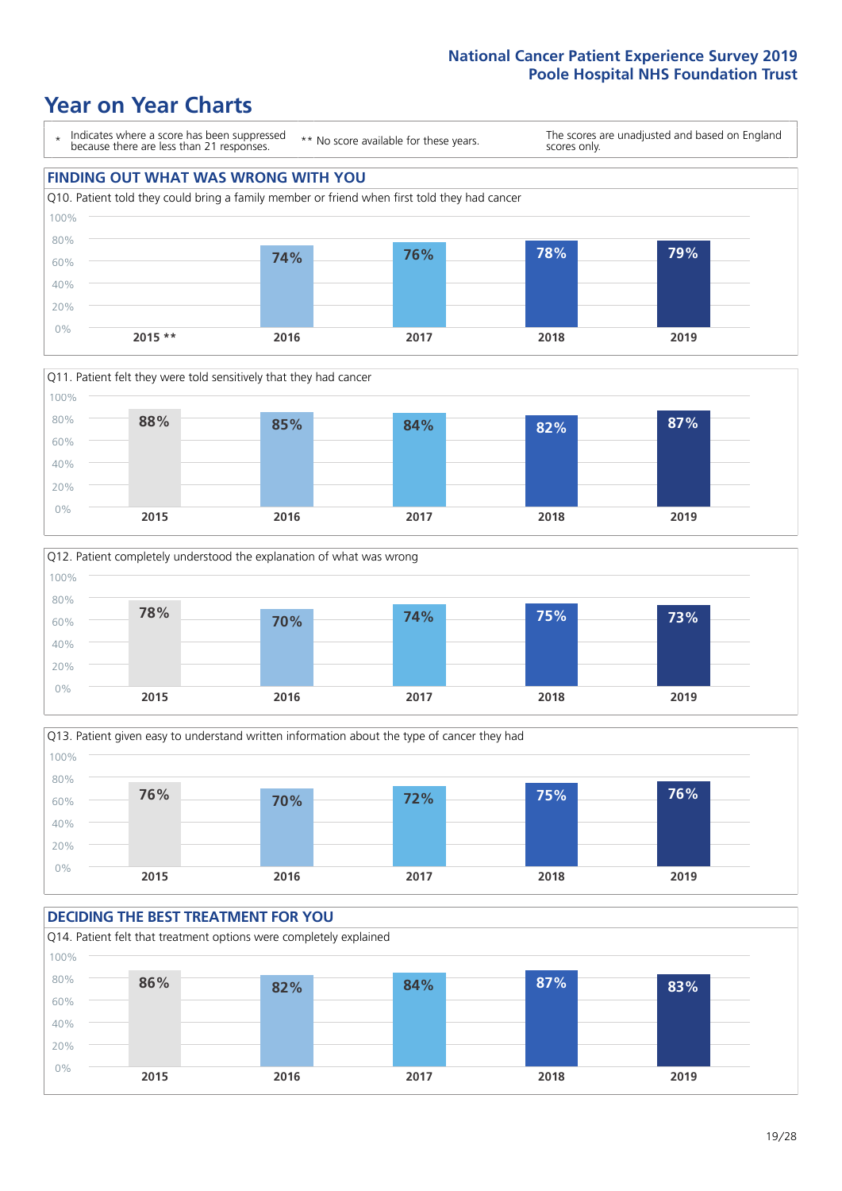# Year on Year Charts

\* Indicates where a score has been suppressed because there are less than 21 responses.

** No score available for these years.

The scores are unadjusted and based on England scores only.

## FINDING OUT WHAT WAS WRONG WITH YOU

Q10. Patient told they could bring a family member or friend when first told they had cancer

| 2015 ** | 2016 | 2017 | 2018 | 2019 |
|---|---|---|---|---|
| | 74% | 76% | 78% | 79% |

Q11. Patient felt they were told sensitively that they had cancer

| 2015 | 2016 | 2017 | 2018 | 2019 |
|---|---|---|---|---|
| 88% | 85% | 84% | 82% | 87% |

Q12. Patient completely understood the explanation of what was wrong

| 2015 | 2016 | 2017 | 2018 | 2019 |
|---|---|---|---|---|
| 78% | 70% | 74% | 75% | 73% |

Q13. Patient given easy to understand written information about the type of cancer they had

| 2015 | 2016 | 2017 | 2018 | 2019 |
|---|---|---|---|---|
| 76% | 70% | 72% | 75% | 76% |

## DECIDING THE BEST TREATMENT FOR YOU

Q14. Patient felt that treatment options were completely explained

| 2015 | 2016 | 2017 | 2018 | 2019 |
|---|---|---|---|---|
| 86% | 82% | 84% | 87% | 83% |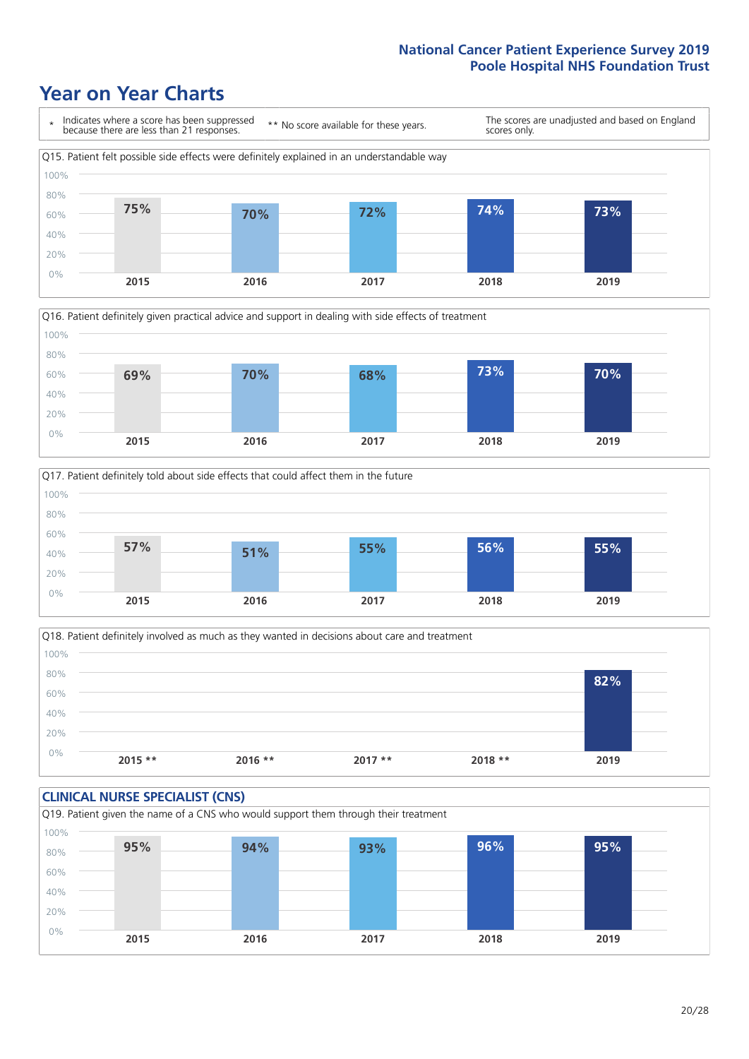# Year on Year Charts

\* Indicates where a score has been suppressed because there are less than 21 responses.

\*\* No score available for these years.

The scores are unadjusted and based on England scores only.

Q15. Patient felt possible side effects were definitely explained in an understandable way

| 2015 | 2016 | 2017 | 2018 | 2019 |
|---|---|---|---|---|
| 75% | 70% | 72% | 74% | 73% |

Q16. Patient definitely given practical advice and support in dealing with side effects of treatment

| 2015 | 2016 | 2017 | 2018 | 2019 |
|---|---|---|---|---|
| 69% | 70% | 68% | 73% | 70% |

Q17. Patient definitely told about side effects that could affect them in the future

| 2015 | 2016 | 2017 | 2018 | 2019 |
|---|---|---|---|---|
| 57% | 51% | 55% | 56% | 55% |

Q18. Patient definitely involved as much as they wanted in decisions about care and treatment

| 2015 ** | 2016 ** | 2017 ** | 2018 ** | 2019 |
|---|---|---|---|---|
| | | | | 82% |

## CLINICAL NURSE SPECIALIST (CNS)

Q19. Patient given the name of a CNS who would support them through their treatment

| 2015 | 2016 | 2017 | 2018 | 2019 |
|---|---|---|---|---|
| 95% | 94% | 93% | 96% | 95% |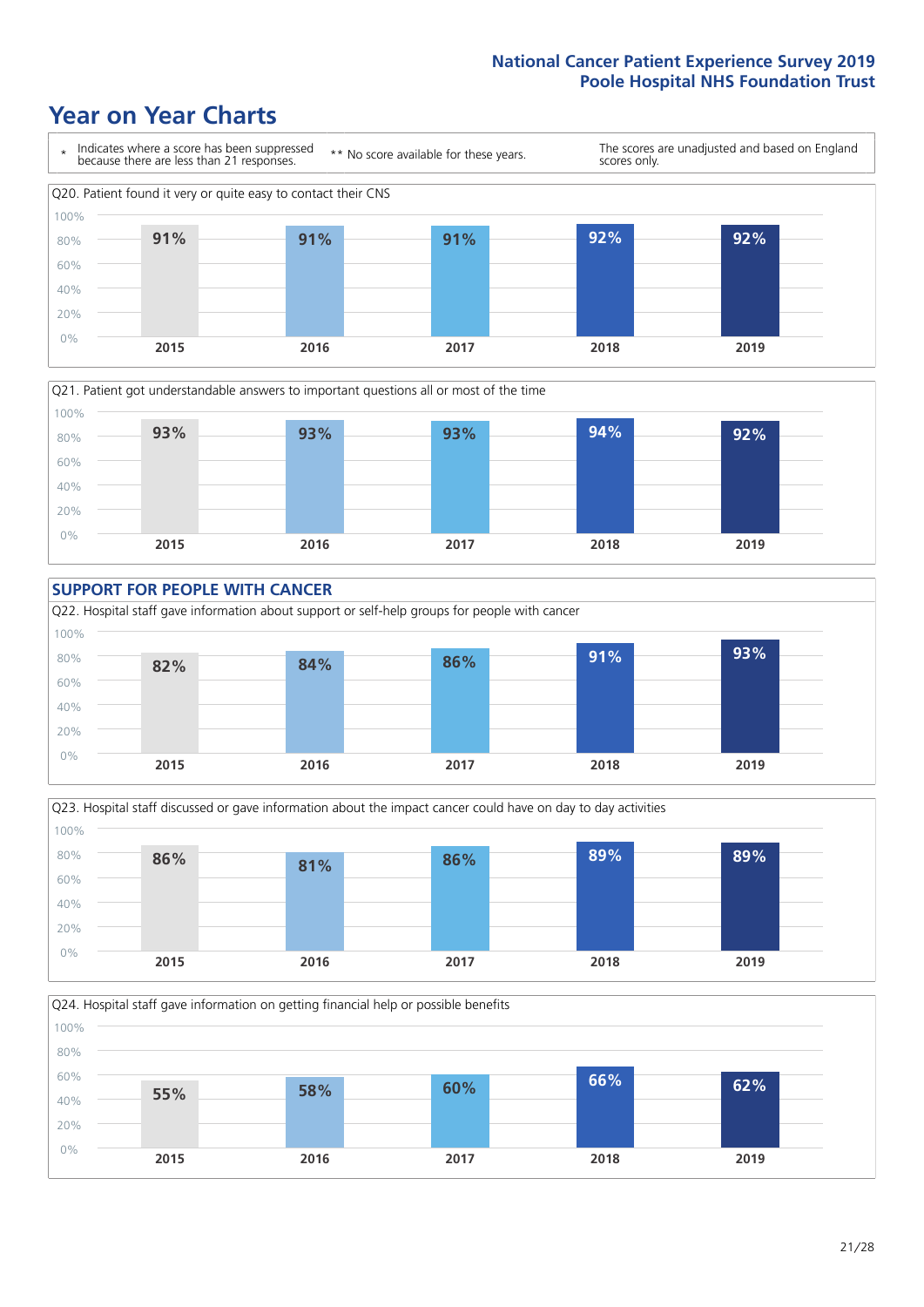# Year on Year Charts

\* Indicates where a score has been suppressed because there are less than 21 responses.

** No score available for these years.

The scores are unadjusted and based on England scores only.

Q20. Patient found it very or quite easy to contact their CNS

| 2015 | 2016 | 2017 | 2018 | 2019 |
|---|---|---|---|---|
| 91% | 91% | 91% | 92% | 92% |

Q21. Patient got understandable answers to important questions all or most of the time

| 2015 | 2016 | 2017 | 2018 | 2019 |
|---|---|---|---|---|
| 93% | 93% | 93% | 94% | 92% |

## SUPPORT FOR PEOPLE WITH CANCER

Q22. Hospital staff gave information about support or self-help groups for people with cancer

| 2015 | 2016 | 2017 | 2018 | 2019 |
|---|---|---|---|---|
| 82% | 84% | 86% | 91% | 93% |

Q23. Hospital staff discussed or gave information about the impact cancer could have on day to day activities

| 2015 | 2016 | 2017 | 2018 | 2019 |
|---|---|---|---|---|
| 86% | 81% | 86% | 89% | 89% |

Q24. Hospital staff gave information on getting financial help or possible benefits

| 2015 | 2016 | 2017 | 2018 | 2019 |
|---|---|---|---|---|
| 55% | 58% | 60% | 66% | 62% |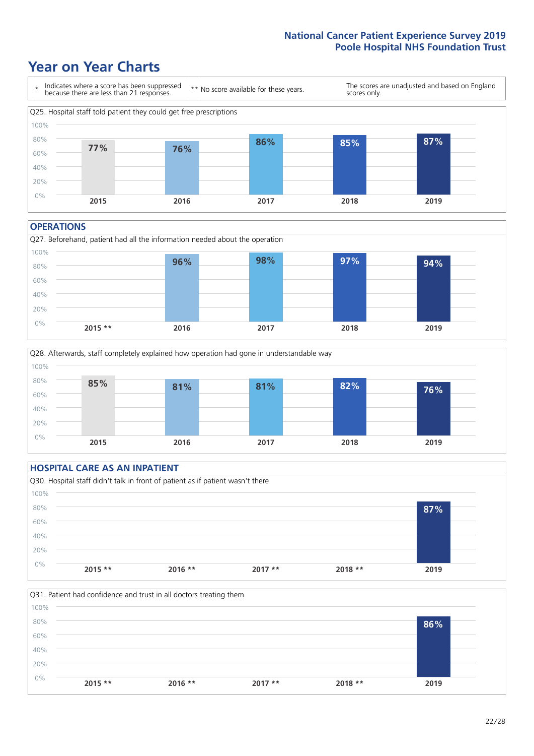# Year on Year Charts

\* Indicates where a score has been suppressed because there are less than 21 responses.

\*\* No score available for these years.

The scores are unadjusted and based on England scores only.

Q25. Hospital staff told patient they could get free prescriptions

| 2015 | 2016 | 2017 | 2018 | 2019 |
|---|---|---|---|---|
| 77% | 76% | 86% | 85% | 87% |

## OPERATIONS

Q27. Beforehand, patient had all the information needed about the operation

| 2015 ** | 2016 | 2017 | 2018 | 2019 |
|---|---|---|---|---|
| | 96% | 98% | 97% | 94% |

Q28. Afterwards, staff completely explained how operation had gone in understandable way

| 2015 | 2016 | 2017 | 2018 | 2019 |
|---|---|---|---|---|
| 85% | 81% | 81% | 82% | 76% |

## HOSPITAL CARE AS AN INPATIENT

Q30. Hospital staff didn't talk in front of patient as if patient wasn't there

| 2015 ** | 2016 ** | 2017 ** | 2018 ** | 2019 |
|---|---|---|---|---|
| | | | | 87% |

Q31. Patient had confidence and trust in all doctors treating them

| 2015 ** | 2016 ** | 2017 ** | 2018 ** | 2019 |
|---|---|---|---|---|
| | | | | 86% |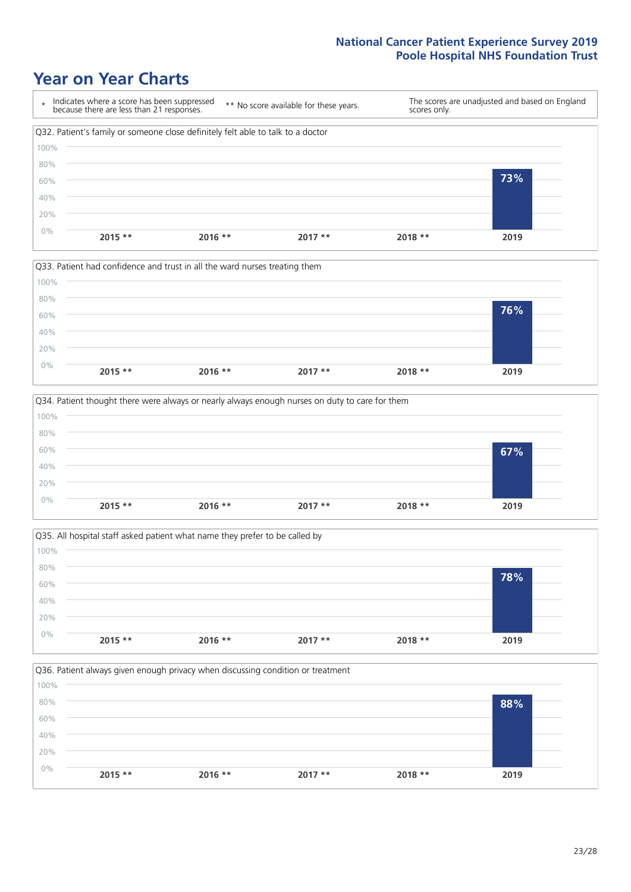# Year on Year Charts

\* Indicates where a score has been suppressed because there are less than 21 responses.

** No score available for these years.

The scores are unadjusted and based on England scores only.

Q32. Patient's family or someone close definitely felt able to talk to a doctor

| 2015 ** | 2016 ** | 2017 ** | 2018 ** | 2019 |
|---|---|---|---|---|
| | | | | 73% |

Q33. Patient had confidence and trust in all the ward nurses treating them

| 2015 ** | 2016 ** | 2017 ** | 2018 ** | 2019 |
|---|---|---|---|---|
| | | | | 76% |

Q34. Patient thought there were always or nearly always enough nurses on duty to care for them

| 2015 ** | 2016 ** | 2017 ** | 2018 ** | 2019 |
|---|---|---|---|---|
| | | | | 67% |

Q35. All hospital staff asked patient what name they prefer to be called by

| 2015 ** | 2016 ** | 2017 ** | 2018 ** | 2019 |
|---|---|---|---|---|
| | | | | 78% |

Q36. Patient always given enough privacy when discussing condition or treatment

| 2015 ** | 2016 ** | 2017 ** | 2018 ** | 2019 |
|---|---|---|---|---|
| | | | | 88% |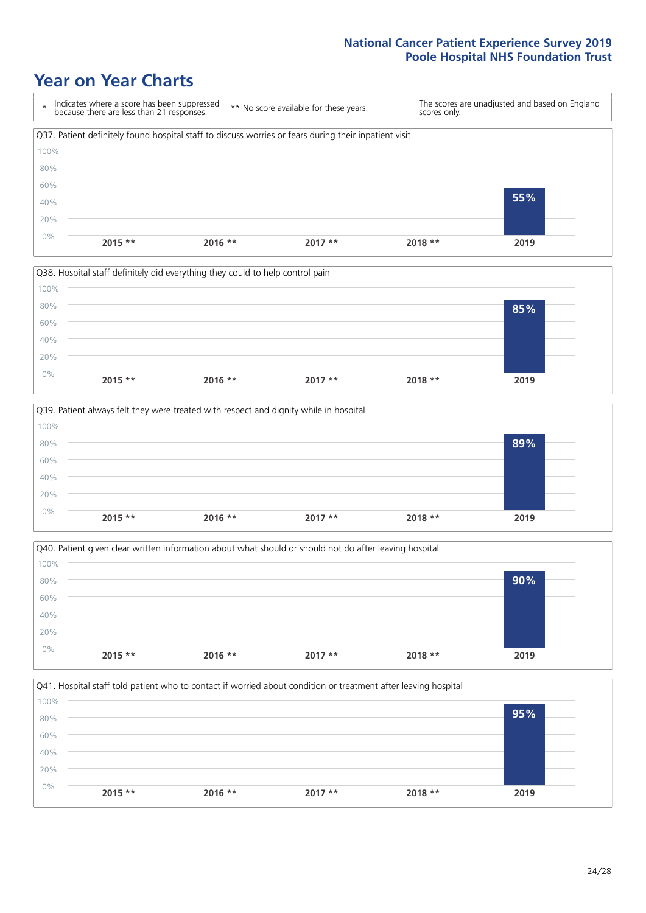# Year on Year Charts

| * Indicates where a score has been suppressed because there are less than 21 responses. | ** No score available for these years. | The scores are unadjusted and based on England scores only. |
|---|---|---|

Q37. Patient definitely found hospital staff to discuss worries or fears during their inpatient visit

| 2015 ** | 2016 ** | 2017 ** | 2018 ** | 2019 |
|---|---|---|---|---|
| | | | | 55% |

Q38. Hospital staff definitely did everything they could to help control pain

| 2015 ** | 2016 ** | 2017 ** | 2018 ** | 2019 |
|---|---|---|---|---|
| | | | | 85% |

Q39. Patient always felt they were treated with respect and dignity while in hospital

| 2015 ** | 2016 ** | 2017 ** | 2018 ** | 2019 |
|---|---|---|---|---|
| | | | | 89% |

Q40. Patient given clear written information about what should or should not do after leaving hospital

| 2015 ** | 2016 ** | 2017 ** | 2018 ** | 2019 |
|---|---|---|---|---|
| | | | | 90% |

Q41. Hospital staff told patient who to contact if worried about condition or treatment after leaving hospital

| 2015 ** | 2016 ** | 2017 ** | 2018 ** | 2019 |
|---|---|---|---|---|
| | | | | 95% |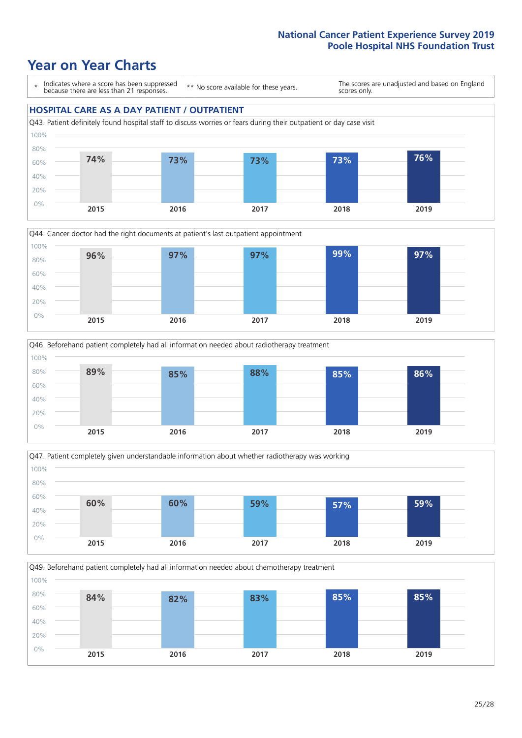# Year on Year Charts

\* Indicates where a score has been suppressed because there are less than 21 responses.

** No score available for these years.

The scores are unadjusted and based on England scores only.

## HOSPITAL CARE AS A DAY PATIENT / OUTPATIENT

Q43. Patient definitely found hospital staff to discuss worries or fears during their outpatient or day case visit

| 2015 | 2016 | 2017 | 2018 | 2019 |
|---|---|---|---|---|
| 74% | 73% | 73% | 73% | 76% |

Q44. Cancer doctor had the right documents at patient's last outpatient appointment

| 2015 | 2016 | 2017 | 2018 | 2019 |
|---|---|---|---|---|
| 96% | 97% | 97% | 99% | 97% |

Q46. Beforehand patient completely had all information needed about radiotherapy treatment

| 2015 | 2016 | 2017 | 2018 | 2019 |
|---|---|---|---|---|
| 89% | 85% | 88% | 85% | 86% |

Q47. Patient completely given understandable information about whether radiotherapy was working

| 2015 | 2016 | 2017 | 2018 | 2019 |
|---|---|---|---|---|
| 60% | 60% | 59% | 57% | 59% |

Q49. Beforehand patient completely had all information needed about chemotherapy treatment

| 2015 | 2016 | 2017 | 2018 | 2019 |
|---|---|---|---|---|
| 84% | 82% | 83% | 85% | 85% |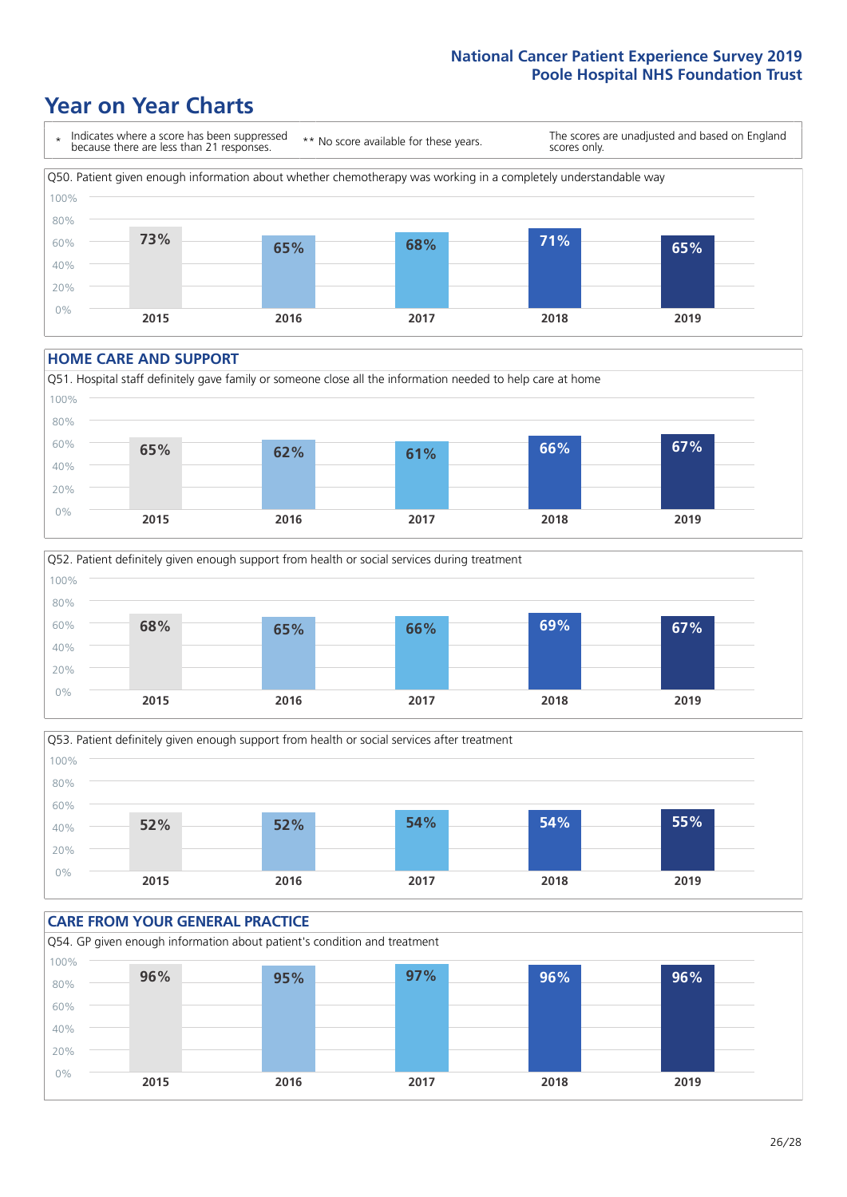National Cancer Patient Experience Survey 2019
Poole Hospital NHS Foundation Trust

# Year on Year Charts

\* Indicates where a score has been suppressed because there are less than 21 responses.

\*\* No score available for these years.

The scores are unadjusted and based on England scores only.

Q50. Patient given enough information about whether chemotherapy was working in a completely understandable way

| 2015 | 2016 | 2017 | 2018 | 2019 |
|---|---|---|---|---|
| 73% | 65% | 68% | 71% | 65% |

## HOME CARE AND SUPPORT

Q51. Hospital staff definitely gave family or someone close all the information needed to help care at home

| 2015 | 2016 | 2017 | 2018 | 2019 |
|---|---|---|---|---|
| 65% | 62% | 61% | 66% | 67% |

Q52. Patient definitely given enough support from health or social services during treatment

| 2015 | 2016 | 2017 | 2018 | 2019 |
|---|---|---|---|---|
| 68% | 65% | 66% | 69% | 67% |

Q53. Patient definitely given enough support from health or social services after treatment

| 2015 | 2016 | 2017 | 2018 | 2019 |
|---|---|---|---|---|
| 52% | 52% | 54% | 54% | 55% |

## CARE FROM YOUR GENERAL PRACTICE

Q54. GP given enough information about patient's condition and treatment

| 2015 | 2016 | 2017 | 2018 | 2019 |
|---|---|---|---|---|
| 96% | 95% | 97% | 96% | 96% |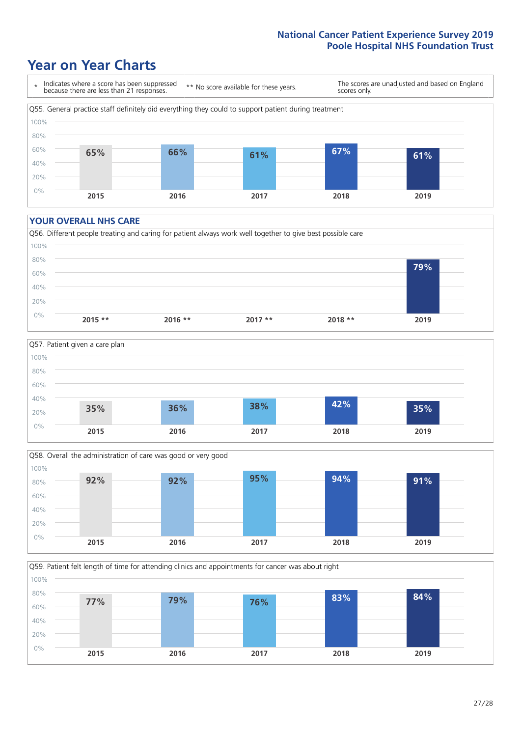# Year on Year Charts

| * Indicates where a score has been suppressed because there are less than 21 responses. | ** No score available for these years. | The scores are unadjusted and based on England scores only. |
|---|---|---|

Q55. General practice staff definitely did everything they could to support patient during treatment

| 2015 | 2016 | 2017 | 2018 | 2019 |
|---|---|---|---|---|
| 65% | 66% | 61% | 67% | 61% |

## YOUR OVERALL NHS CARE

Q56. Different people treating and caring for patient always work well together to give best possible care

| 2015 ** | 2016 ** | 2017 ** | 2018 ** | 2019 |
|---|---|---|---|---|
| | | | | 79% |

Q57. Patient given a care plan

| 2015 | 2016 | 2017 | 2018 | 2019 |
|---|---|---|---|---|
| 35% | 36% | 38% | 42% | 35% |

Q58. Overall the administration of care was good or very good

| 2015 | 2016 | 2017 | 2018 | 2019 |
|---|---|---|---|---|
| 92% | 92% | 95% | 94% | 91% |

Q59. Patient felt length of time for attending clinics and appointments for cancer was about right

| 2015 | 2016 | 2017 | 2018 | 2019 |
|---|---|---|---|---|
| 77% | 79% | 76% | 83% | 84% |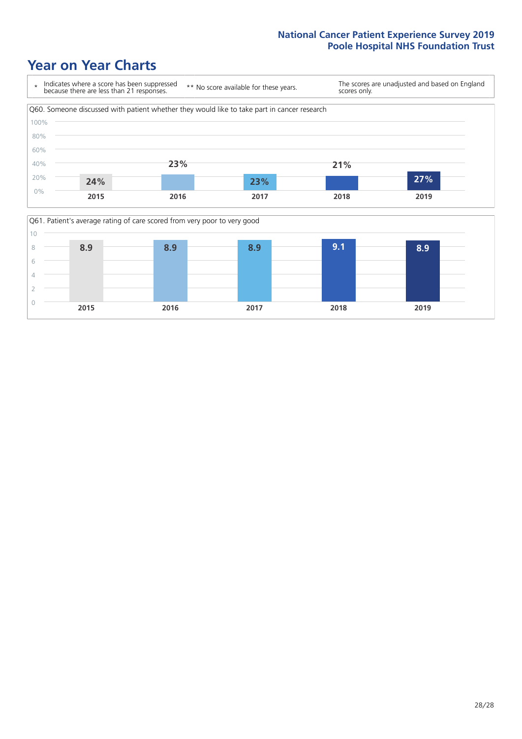# Year on Year Charts

\* Indicates where a score has been suppressed because there are less than 21 responses.

\*\* No score available for these years.

The scores are unadjusted and based on England scores only.

Q60. Someone discussed with patient whether they would like to take part in cancer research

100%
80%
60%
40%
20%
0%

24%
2015

23%
2016

23%
2017

21%
2018

27%
2019

Q61. Patient's average rating of care scored from very poor to very good

10
8
6
4
2
0

8.9
2015

8.9
2016

8.9
2017

9.1
2018

8.9
2019